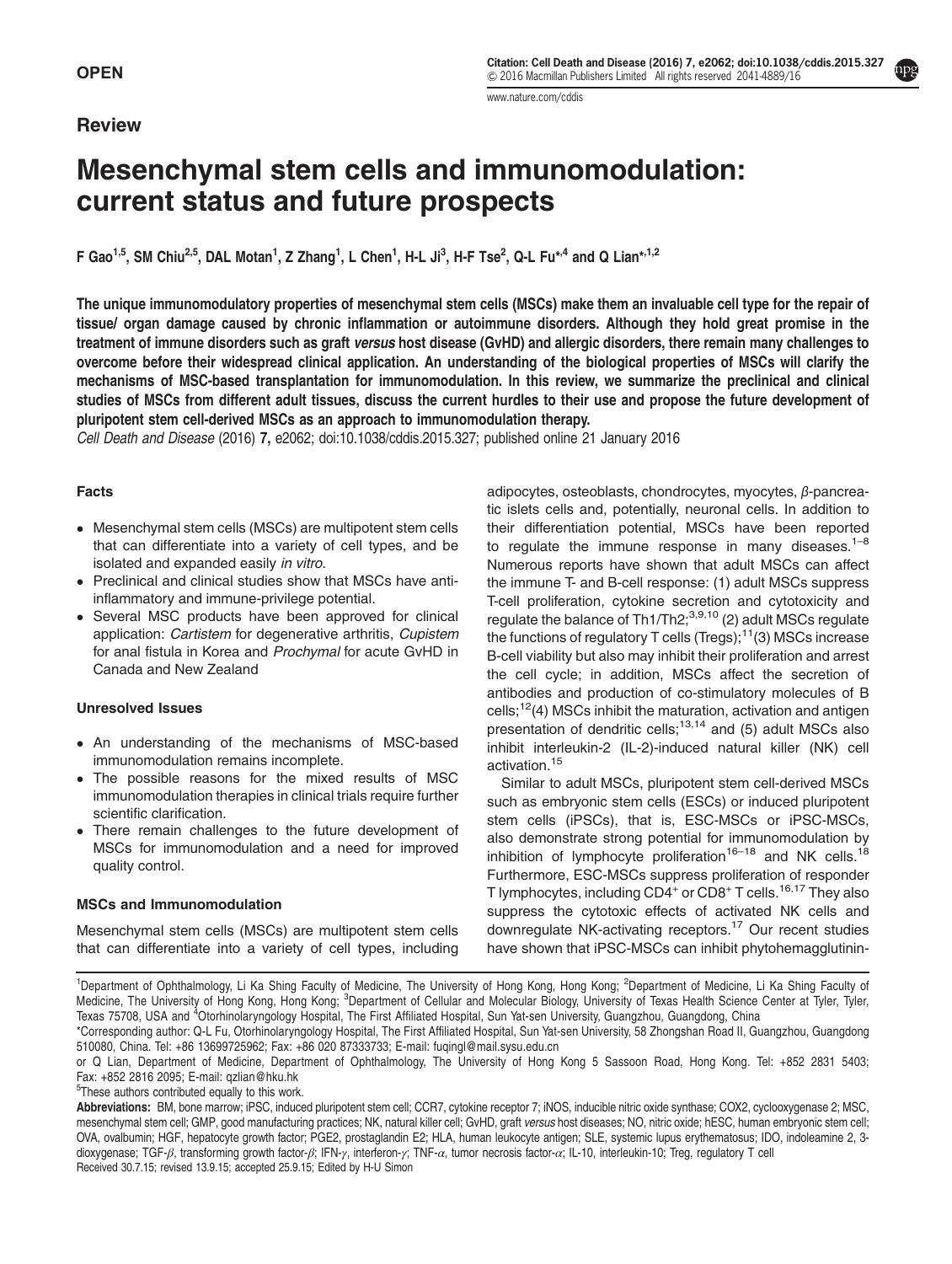OPEN

Review

# Mesenchymal stem cells and immunomodulation: current status and future prospects

F Gao[1,5], SM Chiu[2,5], DAL Motan[1], Z Zhang[1], L Chen[1], H-L Ji[3], H-F Tse[2], Q-L Fu*[,4] and Q Lian*[,1,2]

**The unique immunomodulatory properties of mesenchymal stem cells (MSCs) make them an invaluable cell type for the repair of tissue/ organ damage caused by chronic inflammation or autoimmune disorders. Although they hold great promise in the treatment of immune disorders such as graft *versus* host disease (GvHD) and allergic disorders, there remain many challenges to overcome before their widespread clinical application. An understanding of the biological properties of MSCs will clarify the mechanisms of MSC-based transplantation for immunomodulation. In this review, we summarize the preclinical and clinical studies of MSCs from different adult tissues, discuss the current hurdles to their use and propose the future development of pluripotent stem cell-derived MSCs as an approach to immunomodulation therapy.**

*Cell Death and Disease* (2016) **7,** e2062; doi:10.1038/cddis.2015.327; published online 21 January 2016

## Facts

- Mesenchymal stem cells (MSCs) are multipotent stem cells that can differentiate into a variety of cell types, and be isolated and expanded easily *in vitro*.
- Preclinical and clinical studies show that MSCs have anti-inflammatory and immune-privilege potential.
- Several MSC products have been approved for clinical application: *Cartistem* for degenerative arthritis, *Cupistem* for anal fistula in Korea and *Prochymal* for acute GvHD in Canada and New Zealand

## Unresolved Issues

- An understanding of the mechanisms of MSC-based immunomodulation remains incomplete.
- The possible reasons for the mixed results of MSC immunomodulation therapies in clinical trials require further scientific clarification.
- There remain challenges to the future development of MSCs for immunomodulation and a need for improved quality control.

## MSCs and Immunomodulation

Mesenchymal stem cells (MSCs) are multipotent stem cells that can differentiate into a variety of cell types, including adipocytes, osteoblasts, chondrocytes, myocytes, β-pancreatic islets cells and, potentially, neuronal cells. In addition to their differentiation potential, MSCs have been reported to regulate the immune response in many diseases.[1–8] Numerous reports have shown that adult MSCs can affect the immune T- and B-cell response: (1) adult MSCs suppress T-cell proliferation, cytokine secretion and cytotoxicity and regulate the balance of Th1/Th2;[3,9,10] (2) adult MSCs regulate the functions of regulatory T cells (Tregs);[11](3) MSCs increase B-cell viability but also may inhibit their proliferation and arrest the cell cycle; in addition, MSCs affect the secretion of antibodies and production of co-stimulatory molecules of B cells;[12](4) MSCs inhibit the maturation, activation and antigen presentation of dendritic cells;[13,14] and (5) adult MSCs also inhibit interleukin-2 (IL-2)-induced natural killer (NK) cell activation.[15]

Similar to adult MSCs, pluripotent stem cell-derived MSCs such as embryonic stem cells (ESCs) or induced pluripotent stem cells (iPSCs), that is, ESC-MSCs or iPSC-MSCs, also demonstrate strong potential for immunomodulation by inhibition of lymphocyte proliferation[16–18] and NK cells.[18] Furthermore, ESC-MSCs suppress proliferation of responder T lymphocytes, including CD4$^+$ or CD8$^+$ T cells.[16,17] They also suppress the cytotoxic effects of activated NK cells and downregulate NK-activating receptors.[17] Our recent studies have shown that iPSC-MSCs can inhibit phytohemagglutinin-

[1]Department of Ophthalmology, Li Ka Shing Faculty of Medicine, The University of Hong Kong, Hong Kong; [2]Department of Medicine, Li Ka Shing Faculty of Medicine, The University of Hong Kong, Hong Kong; [3]Department of Cellular and Molecular Biology, University of Texas Health Science Center at Tyler, Tyler, Texas 75708, USA and [4]Otorhinolaryngology Hospital, The First Affiliated Hospital, Sun Yat-sen University, Guangzhou, Guangdong, China

*Corresponding author: Q-L Fu, Otorhinolaryngology Hospital, The First Affiliated Hospital, Sun Yat-sen University, 58 Zhongshan Road II, Guangzhou, Guangdong 510080, China. Tel: +86 13699725962; Fax: +86 020 87333733; E-mail: fuqingl@mail.sysu.edu.cn

or Q Lian, Department of Medicine, Department of Ophthalmology, The University of Hong Kong 5 Sassoon Road, Hong Kong. Tel: +852 2831 5403; Fax: +852 2816 2095; E-mail: qzlian@hku.hk

[5]These authors contributed equally to this work.

**Abbreviations:** BM, bone marrow; iPSC, induced pluripotent stem cell; CCR7, cytokine receptor 7; iNOS, inducible nitric oxide synthase; COX2, cyclooxygenase 2; MSC, mesenchymal stem cell; GMP, good manufacturing practices; NK, natural killer cell; GvHD, graft *versus* host diseases; NO, nitric oxide; hESC, human embryonic stem cell; OVA, ovalbumin; HGF, hepatocyte growth factor; PGE2, prostaglandin E2; HLA, human leukocyte antigen; SLE, systemic lupus erythematosus; IDO, indoleamine 2, 3-dioxygenase; TGF-β, transforming growth factor-β; IFN-γ, interferon-γ; TNF-α, tumor necrosis factor-α; IL-10, interleukin-10; Treg, regulatory T cell

Received 30.7.15; revised 13.9.15; accepted 25.9.15; Edited by H-U Simon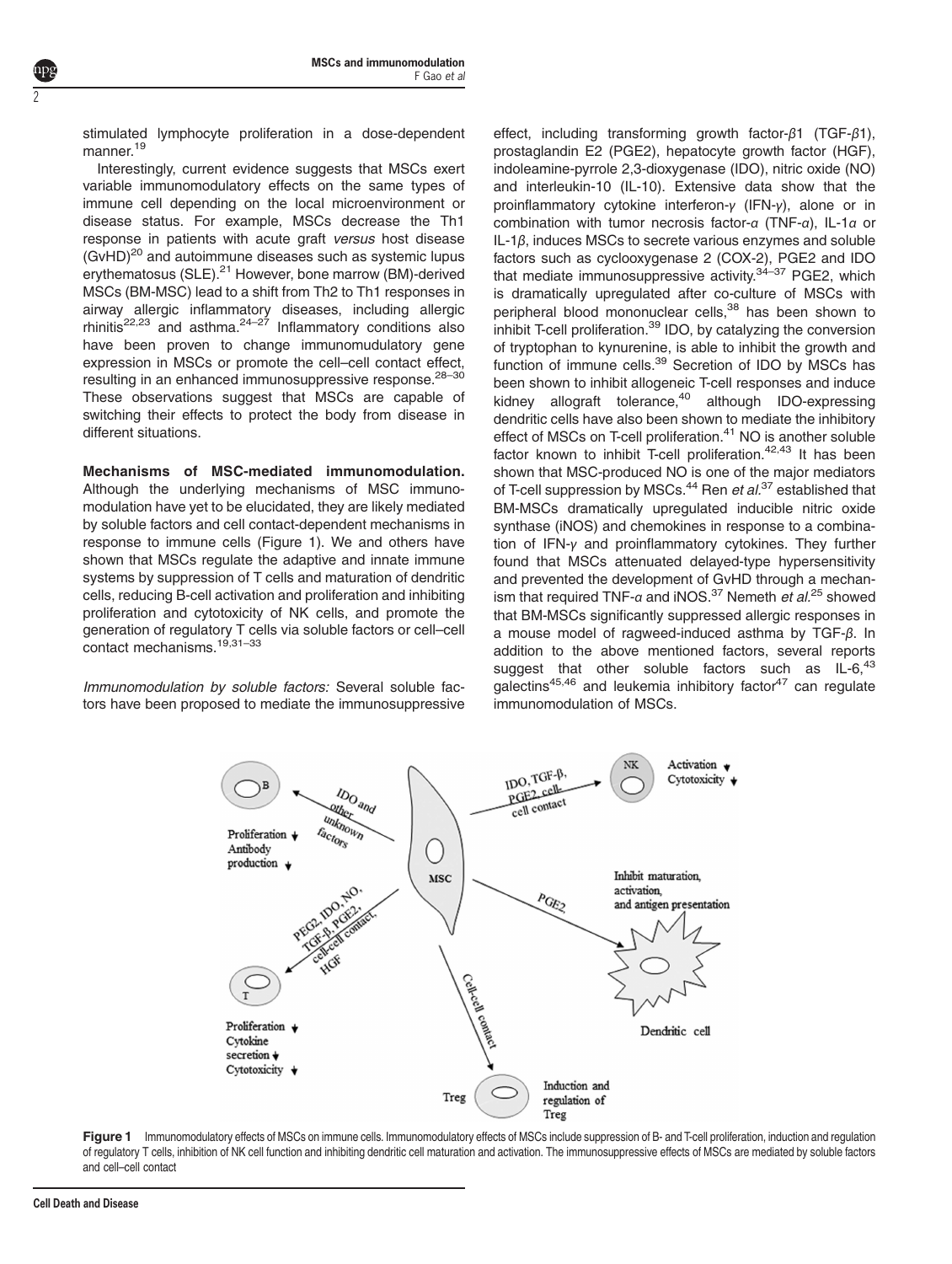stimulated lymphocyte proliferation in a dose-dependent manner.[19]

Interestingly, current evidence suggests that MSCs exert variable immunomodulatory effects on the same types of immune cell depending on the local microenvironment or disease status. For example, MSCs decrease the Th1 response in patients with acute graft *versus* host disease (GvHD)[20] and autoimmune diseases such as systemic lupus erythematosus (SLE).[21] However, bone marrow (BM)-derived MSCs (BM-MSC) lead to a shift from Th2 to Th1 responses in airway allergic inflammatory diseases, including allergic rhinitis[22,23] and asthma.[24–27] Inflammatory conditions also have been proven to change immunomudulatory gene expression in MSCs or promote the cell–cell contact effect, resulting in an enhanced immunosuppressive response.[28–30] These observations suggest that MSCs are capable of switching their effects to protect the body from disease in different situations.

**Mechanisms of MSC-mediated immunomodulation.** Although the underlying mechanisms of MSC immunomodulation have yet to be elucidated, they are likely mediated by soluble factors and cell contact-dependent mechanisms in response to immune cells (Figure 1). We and others have shown that MSCs regulate the adaptive and innate immune systems by suppression of T cells and maturation of dendritic cells, reducing B-cell activation and proliferation and inhibiting proliferation and cytotoxicity of NK cells, and promote the generation of regulatory T cells via soluble factors or cell–cell contact mechanisms.[19,31–33]

*Immunomodulation by soluble factors:* Several soluble factors have been proposed to mediate the immunosuppressive effect, including transforming growth factor-$\beta$1 (TGF-$\beta$1), prostaglandin E2 (PGE2), hepatocyte growth factor (HGF), indoleamine-pyrrole 2,3-dioxygenase (IDO), nitric oxide (NO) and interleukin-10 (IL-10). Extensive data show that the proinflammatory cytokine interferon-$\gamma$ (IFN-$\gamma$), alone or in combination with tumor necrosis factor-$\alpha$ (TNF-$\alpha$), IL-1$\alpha$ or IL-1$\beta$, induces MSCs to secrete various enzymes and soluble factors such as cyclooxygenase 2 (COX-2), PGE2 and IDO that mediate immunosuppressive activity.[34–37] PGE2, which is dramatically upregulated after co-culture of MSCs with peripheral blood mononuclear cells,[38] has been shown to inhibit T-cell proliferation.[39] IDO, by catalyzing the conversion of tryptophan to kynurenine, is able to inhibit the growth and function of immune cells.[39] Secretion of IDO by MSCs has been shown to inhibit allogeneic T-cell responses and induce kidney allograft tolerance,[40] although IDO-expressing dendritic cells have also been shown to mediate the inhibitory effect of MSCs on T-cell proliferation.[41] NO is another soluble factor known to inhibit T-cell proliferation.[42,43] It has been shown that MSC-produced NO is one of the major mediators of T-cell suppression by MSCs.[44] Ren *et al.*[37] established that BM-MSCs dramatically upregulated inducible nitric oxide synthase (iNOS) and chemokines in response to a combination of IFN-$\gamma$ and proinflammatory cytokines. They further found that MSCs attenuated delayed-type hypersensitivity and prevented the development of GvHD through a mechanism that required TNF-$\alpha$ and iNOS.[37] Nemeth *et al.*[25] showed that BM-MSCs significantly suppressed allergic responses in a mouse model of ragweed-induced asthma by TGF-$\beta$. In addition to the above mentioned factors, several reports suggest that other soluble factors such as IL-6,[43] galectins[45,46] and leukemia inhibitory factor[47] can regulate immunomodulation of MSCs.

**Figure 1** Immunomodulatory effects of MSCs on immune cells. Immunomodulatory effects of MSCs include suppression of B- and T-cell proliferation, induction and regulation of regulatory T cells, inhibition of NK cell function and inhibiting dendritic cell maturation and activation. The immunosuppressive effects of MSCs are mediated by soluble factors and cell–cell contact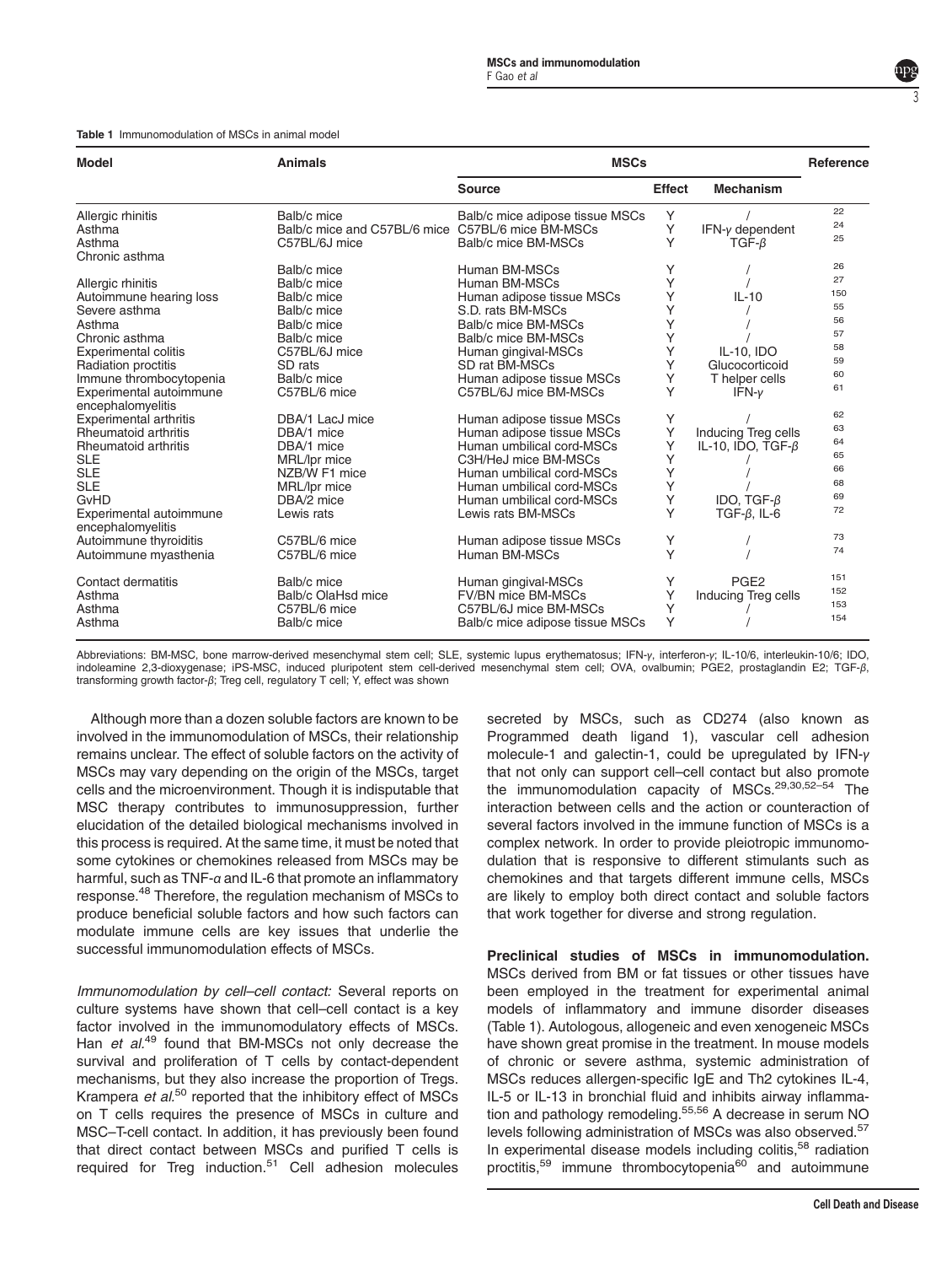**Table 1** Immunomodulation of MSCs in animal model

| Model | Animals | MSCs | | | Reference |
|---|---|---|---|---|---|
| | | Source | Effect | Mechanism | |
| Allergic rhinitis | Balb/c mice | Balb/c mice adipose tissue MSCs | Y | / | 22 |
| Asthma | Balb/c mice and C57BL/6 mice | C57BL/6 mice BM-MSCs | Y | IFN-γ dependent | 24 |
| Asthma | C57BL/6J mice | Balb/c mice BM-MSCs | Y | TGF-β | 25 |
| Chronic asthma | Balb/c mice | Human BM-MSCs | Y | / | 26 |
| Allergic rhinitis | Balb/c mice | Human BM-MSCs | Y | / | 27 |
| Autoimmune hearing loss | Balb/c mice | Human adipose tissue MSCs | Y | IL-10 | 150 |
| Severe asthma | Balb/c mice | S.D. rats BM-MSCs | Y | / | 55 |
| Asthma | Balb/c mice | Balb/c mice BM-MSCs | Y | / | 56 |
| Chronic asthma | Balb/c mice | Balb/c mice BM-MSCs | Y | / | 57 |
| Experimental colitis | C57BL/6J mice | Human gingival-MSCs | Y | IL-10, IDO | 58 |
| Radiation proctitis | SD rats | SD rat BM-MSCs | Y | Glucocorticoid | 59 |
| Immune thrombocytopenia | Balb/c mice | Human adipose tissue MSCs | Y | T helper cells | 60 |
| Experimental autoimmune encephalomyelitis | C57BL/6 mice | C57BL/6J mice BM-MSCs | Y | IFN-γ | 61 |
| Experimental arthritis | DBA/1 LacJ mice | Human adipose tissue MSCs | Y | / | 62 |
| Rheumatoid arthritis | DBA/1 mice | Human adipose tissue MSCs | Y | Inducing Treg cells | 63 |
| Rheumatoid arthritis | DBA/1 mice | Human umbilical cord-MSCs | Y | IL-10, IDO, TGF-β | 64 |
| SLE | MRL/lpr mice | C3H/HeJ mice BM-MSCs | Y | / | 65 |
| SLE | NZB/W F1 mice | Human umbilical cord-MSCs | Y | / | 66 |
| SLE | MRL/lpr mice | Human umbilical cord-MSCs | Y | / | 68 |
| GvHD | DBA/2 mice | Human umbilical cord-MSCs | Y | IDO, TGF-β | 69 |
| Experimental autoimmune encephalomyelitis | Lewis rats | Lewis rats BM-MSCs | Y | TGF-β, IL-6 | 72 |
| Autoimmune thyroiditis | C57BL/6 mice | Human adipose tissue MSCs | Y | / | 73 |
| Autoimmune myasthenia | C57BL/6 mice | Human BM-MSCs | Y | / | 74 |
| Contact dermatitis | Balb/c mice | Human gingival-MSCs | Y | PGE2 | 151 |
| Asthma | Balb/c OlaHsd mice | FV/BN mice BM-MSCs | Y | Inducing Treg cells | 152 |
| Asthma | C57BL/6 mice | C57BL/6J mice BM-MSCs | Y | / | 153 |
| Asthma | Balb/c mice | Balb/c mice adipose tissue MSCs | Y | / | 154 |

Abbreviations: BM-MSC, bone marrow-derived mesenchymal stem cell; SLE, systemic lupus erythematosus; IFN-γ, interferon-γ; IL-10/6, interleukin-10/6; IDO, indoleamine 2,3-dioxygenase; iPS-MSC, induced pluripotent stem cell-derived mesenchymal stem cell; OVA, ovalbumin; PGE2, prostaglandin E2; TGF-β, transforming growth factor-β; Treg cell, regulatory T cell; Y, effect was shown

Although more than a dozen soluble factors are known to be involved in the immunomodulation of MSCs, their relationship remains unclear. The effect of soluble factors on the activity of MSCs may vary depending on the origin of the MSCs, target cells and the microenvironment. Though it is indisputable that MSC therapy contributes to immunosuppression, further elucidation of the detailed biological mechanisms involved in this process is required. At the same time, it must be noted that some cytokines or chemokines released from MSCs may be harmful, such as TNF-α and IL-6 that promote an inflammatory response.[48] Therefore, the regulation mechanism of MSCs to produce beneficial soluble factors and how such factors can modulate immune cells are key issues that underlie the successful immunomodulation effects of MSCs.

*Immunomodulation by cell–cell contact:* Several reports on culture systems have shown that cell–cell contact is a key factor involved in the immunomodulatory effects of MSCs. Han *et al.*[49] found that BM-MSCs not only decrease the survival and proliferation of T cells by contact-dependent mechanisms, but they also increase the proportion of Tregs. Krampera *et al.*[50] reported that the inhibitory effect of MSCs on T cells requires the presence of MSCs in culture and MSC–T-cell contact. In addition, it has previously been found that direct contact between MSCs and purified T cells is required for Treg induction.[51] Cell adhesion molecules secreted by MSCs, such as CD274 (also known as Programmed death ligand 1), vascular cell adhesion molecule-1 and galectin-1, could be upregulated by IFN-γ that not only can support cell–cell contact but also promote the immunomodulation capacity of MSCs.[29,30,52–54] The interaction between cells and the action or counteraction of several factors involved in the immune function of MSCs is a complex network. In order to provide pleiotropic immunomodulation that is responsive to different stimulants such as chemokines and that targets different immune cells, MSCs are likely to employ both direct contact and soluble factors that work together for diverse and strong regulation.

**Preclinical studies of MSCs in immunomodulation.** MSCs derived from BM or fat tissues or other tissues have been employed in the treatment for experimental animal models of inflammatory and immune disorder diseases (Table 1). Autologous, allogeneic and even xenogeneic MSCs have shown great promise in the treatment. In mouse models of chronic or severe asthma, systemic administration of MSCs reduces allergen-specific IgE and Th2 cytokines IL-4, IL-5 or IL-13 in bronchial fluid and inhibits airway inflammation and pathology remodeling.[55,56] A decrease in serum NO levels following administration of MSCs was also observed.[57] In experimental disease models including colitis,[58] radiation proctitis,[59] immune thrombocytopenia[60] and autoimmune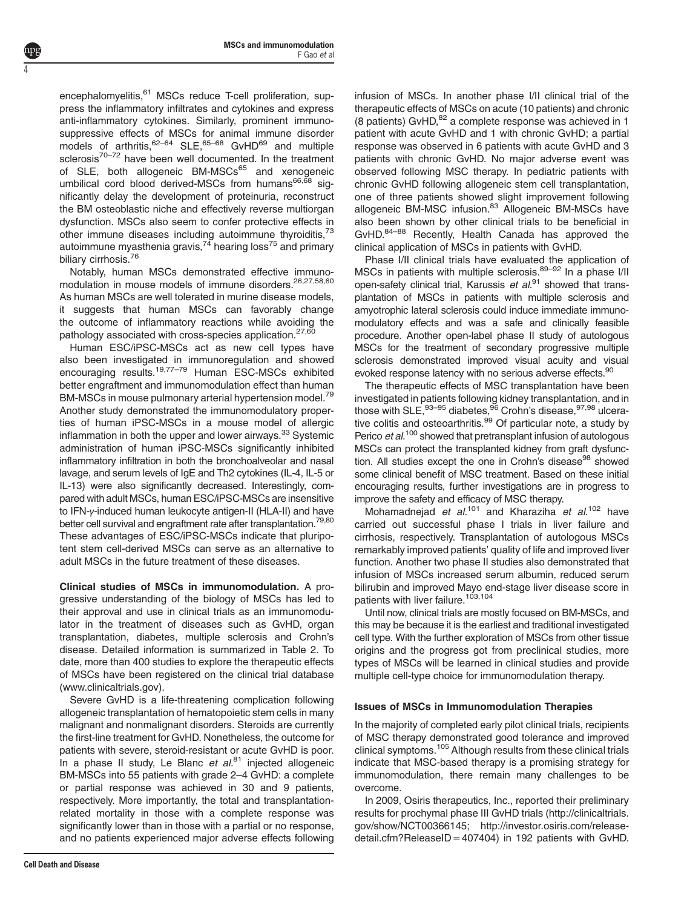encephalomyelitis,[61] MSCs reduce T-cell proliferation, suppress the inflammatory infiltrates and cytokines and express anti-inflammatory cytokines. Similarly, prominent immunosuppressive effects of MSCs for animal immune disorder models of arthritis,[62–64] SLE,[65–68] GvHD[69] and multiple sclerosis[70–72] have been well documented. In the treatment of SLE, both allogeneic BM-MSCs[65] and xenogeneic umbilical cord blood derived-MSCs from humans[66,68] significantly delay the development of proteinuria, reconstruct the BM osteoblastic niche and effectively reverse multiorgan dysfunction. MSCs also seem to confer protective effects in other immune diseases including autoimmune thyroiditis,[73] autoimmune myasthenia gravis,[74] hearing loss[75] and primary biliary cirrhosis.[76]

Notably, human MSCs demonstrated effective immunomodulation in mouse models of immune disorders.[26,27,58,60] As human MSCs are well tolerated in murine disease models, it suggests that human MSCs can favorably change the outcome of inflammatory reactions while avoiding the pathology associated with cross-species application.[27,60]

Human ESC/iPSC-MSCs act as new cell types have also been investigated in immunoregulation and showed encouraging results.[19,77–79] Human ESC-MSCs exhibited better engraftment and immunomodulation effect than human BM-MSCs in mouse pulmonary arterial hypertension model.[79] Another study demonstrated the immunomodulatory properties of human iPSC-MSCs in a mouse model of allergic inflammation in both the upper and lower airways.[33] Systemic administration of human iPSC-MSCs significantly inhibited inflammatory infiltration in both the bronchoalveolar and nasal lavage, and serum levels of IgE and Th2 cytokines (IL-4, IL-5 or IL-13) were also significantly decreased. Interestingly, compared with adult MSCs, human ESC/iPSC-MSCs are insensitive to IFN-γ-induced human leukocyte antigen-II (HLA-II) and have better cell survival and engraftment rate after transplantation.[79,80] These advantages of ESC/iPSC-MSCs indicate that pluripotent stem cell-derived MSCs can serve as an alternative to adult MSCs in the future treatment of these diseases.

**Clinical studies of MSCs in immunomodulation.** A progressive understanding of the biology of MSCs has led to their approval and use in clinical trials as an immunomodulator in the treatment of diseases such as GvHD, organ transplantation, diabetes, multiple sclerosis and Crohn's disease. Detailed information is summarized in Table 2. To date, more than 400 studies to explore the therapeutic effects of MSCs have been registered on the clinical trial database (www.clinicaltrials.gov).

Severe GvHD is a life-threatening complication following allogeneic transplantation of hematopoietic stem cells in many malignant and nonmalignant disorders. Steroids are currently the first-line treatment for GvHD. Nonetheless, the outcome for patients with severe, steroid-resistant or acute GvHD is poor. In a phase II study, Le Blanc *et al.*[81] injected allogeneic BM-MSCs into 55 patients with grade 2–4 GvHD: a complete or partial response was achieved in 30 and 9 patients, respectively. More importantly, the total and transplantation-related mortality in those with a complete response was significantly lower than in those with a partial or no response, and no patients experienced major adverse effects following infusion of MSCs. In another phase I/II clinical trial of the therapeutic effects of MSCs on acute (10 patients) and chronic (8 patients) GvHD,[82] a complete response was achieved in 1 patient with acute GvHD and 1 with chronic GvHD; a partial response was observed in 6 patients with acute GvHD and 3 patients with chronic GvHD. No major adverse event was observed following MSC therapy. In pediatric patients with chronic GvHD following allogeneic stem cell transplantation, one of three patients showed slight improvement following allogeneic BM-MSC infusion.[83] Allogeneic BM-MSCs have also been shown by other clinical trials to be beneficial in GvHD.[84–88] Recently, Health Canada has approved the clinical application of MSCs in patients with GvHD.

Phase I/II clinical trials have evaluated the application of MSCs in patients with multiple sclerosis.[89–92] In a phase I/II open-safety clinical trial, Karussis *et al.*[91] showed that transplantation of MSCs in patients with multiple sclerosis and amyotrophic lateral sclerosis could induce immediate immunomodulatory effects and was a safe and clinically feasible procedure. Another open-label phase II study of autologous MSCs for the treatment of secondary progressive multiple sclerosis demonstrated improved visual acuity and visual evoked response latency with no serious adverse effects.[90]

The therapeutic effects of MSC transplantation have been investigated in patients following kidney transplantation, and in those with SLE,[93–95] diabetes,[96] Crohn's disease,[97,98] ulcerative colitis and osteoarthritis.[99] Of particular note, a study by Perico *et al.*[100] showed that pretransplant infusion of autologous MSCs can protect the transplanted kidney from graft dysfunction. All studies except the one in Crohn's disease[98] showed some clinical benefit of MSC treatment. Based on these initial encouraging results, further investigations are in progress to improve the safety and efficacy of MSC therapy.

Mohamadnejad *et al.*[101] and Kharaziha *et al.*[102] have carried out successful phase I trials in liver failure and cirrhosis, respectively. Transplantation of autologous MSCs remarkably improved patients' quality of life and improved liver function. Another two phase II studies also demonstrated that infusion of MSCs increased serum albumin, reduced serum bilirubin and improved Mayo end-stage liver disease score in patients with liver failure.[103,104]

Until now, clinical trials are mostly focused on BM-MSCs, and this may be because it is the earliest and traditional investigated cell type. With the further exploration of MSCs from other tissue origins and the progress got from preclinical studies, more types of MSCs will be learned in clinical studies and provide multiple cell-type choice for immunomodulation therapy.

## Issues of MSCs in Immunomodulation Therapies

In the majority of completed early pilot clinical trials, recipients of MSC therapy demonstrated good tolerance and improved clinical symptoms.[105] Although results from these clinical trials indicate that MSC-based therapy is a promising strategy for immunomodulation, there remain many challenges to be overcome.

In 2009, Osiris therapeutics, Inc., reported their preliminary results for prochymal phase III GvHD trials (http://clinicaltrials.gov/show/NCT00366145; http://investor.osiris.com/releasedetail.cfm?ReleaseID = 407404) in 192 patients with GvHD.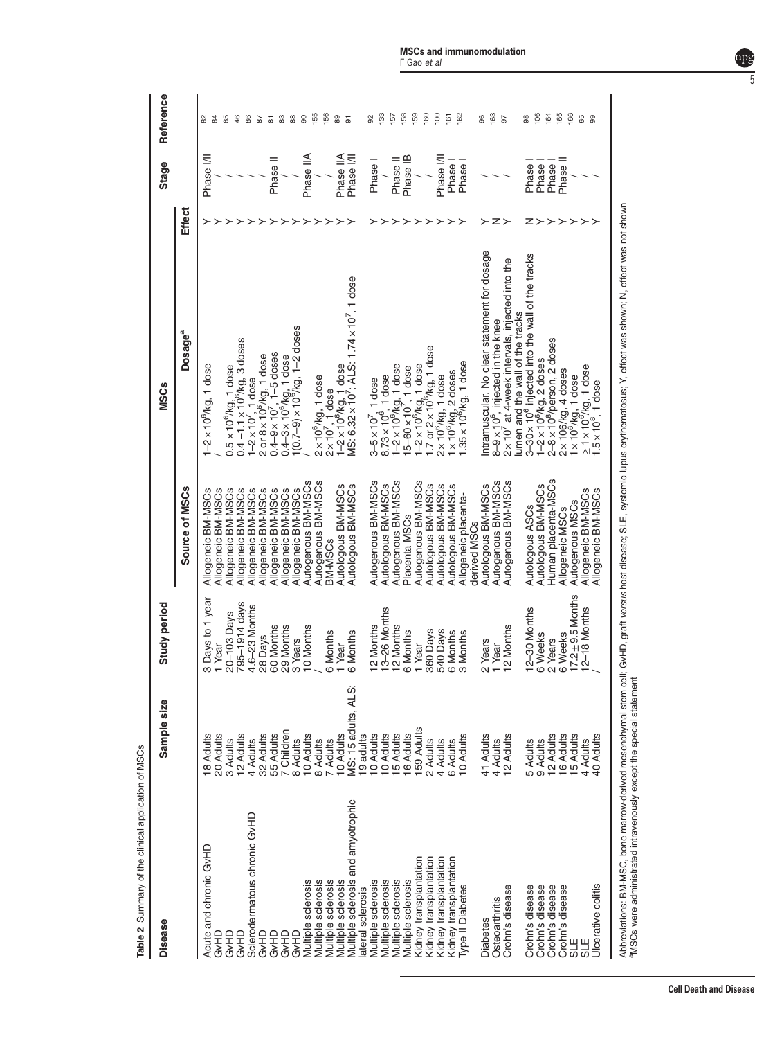**Table 2** Summary of the clinical application of MSCs

| Disease | Sample size | Study period | MSCs | | | Stage | Reference |
|---|---|---|---|---|---|---|---|
| | | | Source of MSCs | Dosage[a] | Effect | | |
| Acute and chronic GvHD | 18 Adults | 3 Days to 1 year | Allogeneic BM-MSCs | $1–2 \times 10^6$/kg, 1 dose | Y | Phase I/II | 82 |
| GvHD | 20 Adults | 1 Year | Allogeneic BM-MSCs | / | Y | / | 84 |
| GvHD | 3 Adults | 20–103 Days | Allogeneic BM-MSCs | $0.5 \times 10^6$/kg, 1 dose | Y | / | 85 |
| GvHD | 12 Adults | 795–1914 days | Allogeneic BM-MSCs | $0.4–1.1 \times 10^6$/kg, 3 doses | Y | / | 46 |
| Sclerodermatous chronic GvHD | 4 Adults | 4.6–23 Months | Allogeneic BM-MSCs | $1–2 \times 10^7$, 1 dose | Y | / | 86 |
| GvHD | 32 Adults | 28 Days | Allogeneic BM-MSCs | 2 or $8 \times 10^6$/kg, 1 dose | Y | / | 87 |
| GvHD | 55 Adults | 60 Months | Allogeneic BM-MSCs | $0.4–9 \times 10^7$, 1–5 doses | Y | Phase II | 81 |
| GvHD | 7 Children | 29 Months | Allogeneic BM-MSCs | $0.4–3 \times 10^6$/kg, 1 dose | Y | / | 83 |
| GvHD | 8 Adults | 3 Years | Allogeneic BM-MSCs | $1(0.7–9) \times 10^6$/kg, 1–2 doses | Y | / | 88 |
| Multiple sclerosis | 10 Adults | 10 Months | Autogenous BM-MSCs | / | Y | Phase IIA | 90 |
| Multiple sclerosis | 8 Adults | / | Autogenous BM-MSCs | $2 \times 10^6$/kg, 1 dose | Y | / | 155 |
| Multiple sclerosis | 7 Adults | 6 Months | BM-MSCs | $2 \times 10^7$, 1 dose | Y | / | 156 |
| Multiple sclerosis | 10 Adults | 1 Year | Autologous BM-MSCs | $1–2 \times 10^6$/kg, 1 dose | Y | Phase IIA | 89 |
| Multiple sclerosis and amyotrophic lateral sclerosis | MS: 15 adults, ALS: 19 adults | 6 Months | Autologous BM-MSCs | MS: $6.32 \times 10^7$; ALS: $1.74 \times 10^7$, 1 dose | Y | Phase I/II | 91 |
| Multiple sclerosis | 10 Adults | 12 Months | Autogenous BM-MSCs | $3–5 \times 10^7$, 1 dose | Y | Phase I | 92 |
| Multiple sclerosis | 10 Adults | 13–26 Months | Autologous BM-MSCs | $8.73 \times 10^6$, 1 dose | Y | / | 133 |
| Multiple sclerosis | 15 Adults | 12 Months | Autogenous BM-MSCs | $1–2 \times 10^6$/kg, 1 dose | Y | Phase II | 157 |
| Multiple sclerosis | 16 Adults | 6 Months | Placenta MSCs | $15–60 \times 10^7$, 1 dose | Y | Phase IB | 158 |
| Kidney transplantation | 159 Adults | 1 Year | Autogenous BM-MSCs | $1–2 \times 10^6$/kg, 1 dose | Y | / | 159 |
| Kidney transplantation | 2 Adults | 360 Days | Autologous BM-MSCs | 1.7 or $2 \times 10^6$/kg, 1 dose | Y | / | 160 |
| Kidney transplantation | 4 Adults | 540 Days | Autologous BM-MSCs | $2 \times 10^6$/kg, 1 dose | Y | Phase I/II | 100 |
| Kidney transplantation | 6 Adults | 6 Months | Autologous BM-MSCs | $1 \times 10^6$/kg, 2 doses | Y | Phase I | 161 |
| Type II Diabetes | 10 Adults | 3 Months | Allogeneic placenta-derived MSCs | $1.35 \times 10^6$/kg, 1 dose | Y | Phase I | 162 |
| Diabetes | 41 Adults | 2 Years | Autologous BM-MSCs | Intramuscular. No clear statement for dosage | Y | / | 96 |
| Osteoarthritis | 4 Adults | 1 Year | Autogenous BM-MSCs | $8–9 \times 10^6$, injected in the knee | N | / | 163 |
| Crohn's disease | 12 Adults | 12 Months | Autogenous BM-MSCs | $2 \times 10^7$ at 4-week intervals, injected into the lumen and the wall of the tracks | Y | / | 97 |
| Crohn's disease | 5 Adults | 12–30 Months | Autologous ASCs | $3–30 \times 10^6$ injected into the wall of the tracks | N | Phase I | 98 |
| Crohn's disease | 9 Adults | 6 Weeks | Autologous BM-MSCs | $1–2 \times 10^6$/kg, 2 doses | Y | Phase I | 106 |
| Crohn's disease | 12 Adults | 2 Years | Human placenta-MSCs | $2–8 \times 10^8$/person, 2 doses | Y | Phase I | 164 |
| Crohn's disease | 16 Adults | 6 Weeks | Allogeneic MSCs | $2 \times 10^6$/kg, 4 doses | Y | Phase II | 165 |
| SLE | 15 Adults | $17.2 \pm 9.5$ Months | Autogenous MSCs | $1 \times 10^6$/kg, 1 dose | Y | / | 166 |
| SLE | 4 Adults | 12–18 Months | Allogeneic BM-MSCs | $\geq 1 \times 10^6$/kg, 1 dose | Y | / | 65 |
| Ulcerative colitis | 40 Adults | / | Allogeneic BM-MSCs | $1.5 \times 10^8$, 1 dose | Y | / | 99 |

Abbreviations: BM-MSC, bone marrow-derived mesenchymal stem cell; GvHD, graft *versus* host disease; SLE, systemic lupus erythematosus; Y, effect was shown; N, effect was not shown
[a]MSCs were administrated intravenously except the special statement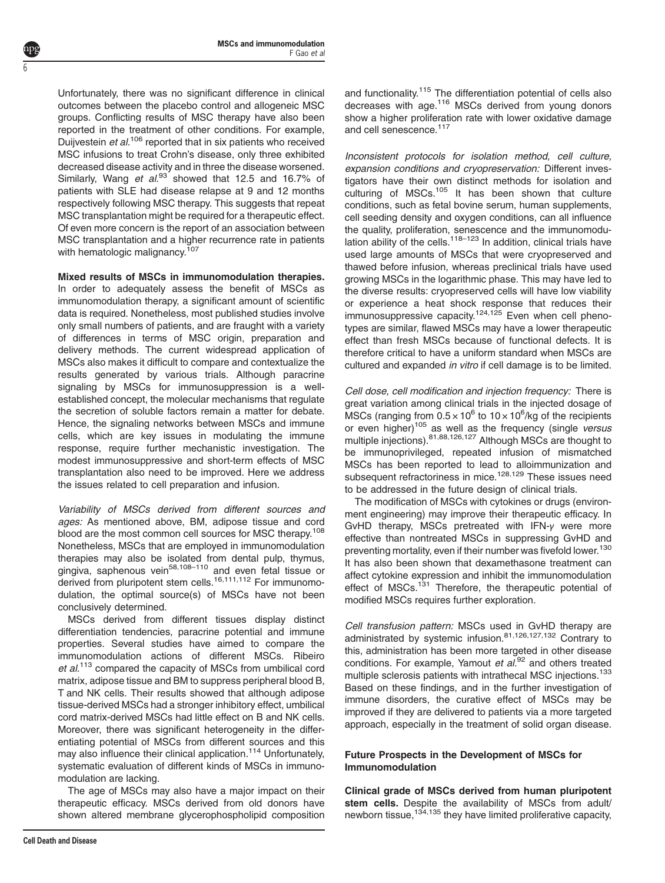Unfortunately, there was no significant difference in clinical outcomes between the placebo control and allogeneic MSC groups. Conflicting results of MSC therapy have also been reported in the treatment of other conditions. For example, Duijvestein *et al.*[106] reported that in six patients who received MSC infusions to treat Crohn's disease, only three exhibited decreased disease activity and in three the disease worsened. Similarly, Wang *et al.*[93] showed that 12.5 and 16.7% of patients with SLE had disease relapse at 9 and 12 months respectively following MSC therapy. This suggests that repeat MSC transplantation might be required for a therapeutic effect. Of even more concern is the report of an association between MSC transplantation and a higher recurrence rate in patients with hematologic malignancy.[107]

**Mixed results of MSCs in immunomodulation therapies.** In order to adequately assess the benefit of MSCs as immunomodulation therapy, a significant amount of scientific data is required. Nonetheless, most published studies involve only small numbers of patients, and are fraught with a variety of differences in terms of MSC origin, preparation and delivery methods. The current widespread application of MSCs also makes it difficult to compare and contextualize the results generated by various trials. Although paracrine signaling by MSCs for immunosuppression is a well-established concept, the molecular mechanisms that regulate the secretion of soluble factors remain a matter for debate. Hence, the signaling networks between MSCs and immune cells, which are key issues in modulating the immune response, require further mechanistic investigation. The modest immunosuppressive and short-term effects of MSC transplantation also need to be improved. Here we address the issues related to cell preparation and infusion.

*Variability of MSCs derived from different sources and ages:* As mentioned above, BM, adipose tissue and cord blood are the most common cell sources for MSC therapy.[108] Nonetheless, MSCs that are employed in immunomodulation therapies may also be isolated from dental pulp, thymus, gingiva, saphenous vein[58,108–110] and even fetal tissue or derived from pluripotent stem cells.[16,111,112] For immunomodulation, the optimal source(s) of MSCs have not been conclusively determined.

MSCs derived from different tissues display distinct differentiation tendencies, paracrine potential and immune properties. Several studies have aimed to compare the immunomodulation actions of different MSCs. Ribeiro *et al.*[113] compared the capacity of MSCs from umbilical cord matrix, adipose tissue and BM to suppress peripheral blood B, T and NK cells. Their results showed that although adipose tissue-derived MSCs had a stronger inhibitory effect, umbilical cord matrix-derived MSCs had little effect on B and NK cells. Moreover, there was significant heterogeneity in the differentiating potential of MSCs from different sources and this may also influence their clinical application.[114] Unfortunately, systematic evaluation of different kinds of MSCs in immunomodulation are lacking.

The age of MSCs may also have a major impact on their therapeutic efficacy. MSCs derived from old donors have shown altered membrane glycerophospholipid composition and functionality.[115] The differentiation potential of cells also decreases with age.[116] MSCs derived from young donors show a higher proliferation rate with lower oxidative damage and cell senescence.[117]

*Inconsistent protocols for isolation method, cell culture, expansion conditions and cryopreservation:* Different investigators have their own distinct methods for isolation and culturing of MSCs.[105] It has been shown that culture conditions, such as fetal bovine serum, human supplements, cell seeding density and oxygen conditions, can all influence the quality, proliferation, senescence and the immunomodulation ability of the cells.[118–123] In addition, clinical trials have used large amounts of MSCs that were cryopreserved and thawed before infusion, whereas preclinical trials have used growing MSCs in the logarithmic phase. This may have led to the diverse results: cryopreserved cells will have low viability or experience a heat shock response that reduces their immunosuppressive capacity.[124,125] Even when cell phenotypes are similar, flawed MSCs may have a lower therapeutic effect than fresh MSCs because of functional defects. It is therefore critical to have a uniform standard when MSCs are cultured and expanded *in vitro* if cell damage is to be limited.

*Cell dose, cell modification and injection frequency:* There is great variation among clinical trials in the injected dosage of MSCs (ranging from $0.5 \times 10^6$ to $10 \times 10^6$/kg of the recipients or even higher)[105] as well as the frequency (single *versus* multiple injections).[81,88,126,127] Although MSCs are thought to be immunoprivileged, repeated infusion of mismatched MSCs has been reported to lead to alloimmunization and subsequent refractoriness in mice.[128,129] These issues need to be addressed in the future design of clinical trials.

The modification of MSCs with cytokines or drugs (environment engineering) may improve their therapeutic efficacy. In GvHD therapy, MSCs pretreated with IFN-$\gamma$ were more effective than nontreated MSCs in suppressing GvHD and preventing mortality, even if their number was fivefold lower.[130] It has also been shown that dexamethasone treatment can affect cytokine expression and inhibit the immunomodulation effect of MSCs.[131] Therefore, the therapeutic potential of modified MSCs requires further exploration.

*Cell transfusion pattern:* MSCs used in GvHD therapy are administrated by systemic infusion.[81,126,127,132] Contrary to this, administration has been more targeted in other disease conditions. For example, Yamout *et al.*[92] and others treated multiple sclerosis patients with intrathecal MSC injections.[133] Based on these findings, and in the further investigation of immune disorders, the curative effect of MSCs may be improved if they are delivered to patients via a more targeted approach, especially in the treatment of solid organ disease.

## Future Prospects in the Development of MSCs for Immunomodulation

**Clinical grade of MSCs derived from human pluripotent stem cells.** Despite the availability of MSCs from adult/newborn tissue,[134,135] they have limited proliferative capacity,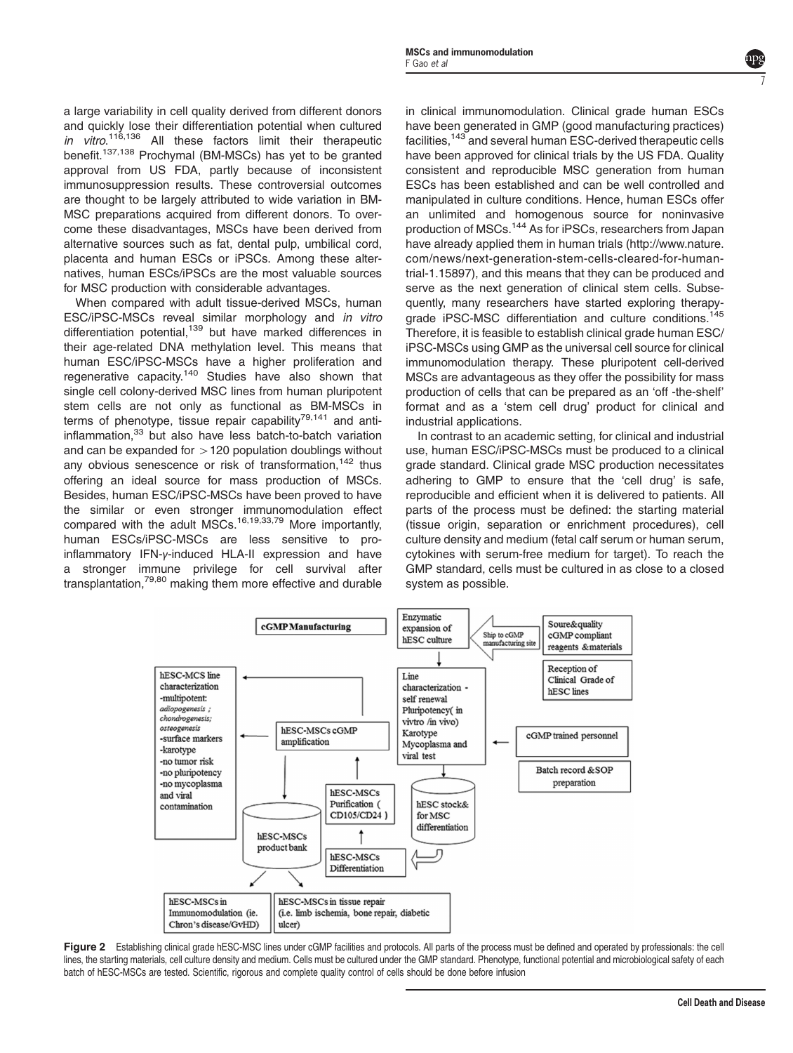a large variability in cell quality derived from different donors and quickly lose their differentiation potential when cultured *in vitro*.[116,136] All these factors limit their therapeutic benefit.[137,138] Prochymal (BM-MSCs) has yet to be granted approval from US FDA, partly because of inconsistent immunosuppression results. These controversial outcomes are thought to be largely attributed to wide variation in BM-MSC preparations acquired from different donors. To overcome these disadvantages, MSCs have been derived from alternative sources such as fat, dental pulp, umbilical cord, placenta and human ESCs or iPSCs. Among these alternatives, human ESCs/iPSCs are the most valuable sources for MSC production with considerable advantages.

When compared with adult tissue-derived MSCs, human ESC/iPSC-MSCs reveal similar morphology and *in vitro* differentiation potential,[139] but have marked differences in their age-related DNA methylation level. This means that human ESC/iPSC-MSCs have a higher proliferation and regenerative capacity.[140] Studies have also shown that single cell colony-derived MSC lines from human pluripotent stem cells are not only as functional as BM-MSCs in terms of phenotype, tissue repair capability[79,141] and anti-inflammation,[33] but also have less batch-to-batch variation and can be expanded for >120 population doublings without any obvious senescence or risk of transformation,[142] thus offering an ideal source for mass production of MSCs. Besides, human ESC/iPSC-MSCs have been proved to have the similar or even stronger immunomodulation effect compared with the adult MSCs.[16,19,33,79] More importantly, human ESCs/iPSC-MSCs are less sensitive to pro-inflammatory IFN-γ-induced HLA-II expression and have a stronger immune privilege for cell survival after transplantation,[79,80] making them more effective and durable in clinical immunomodulation. Clinical grade human ESCs have been generated in GMP (good manufacturing practices) facilities,[143] and several human ESC-derived therapeutic cells have been approved for clinical trials by the US FDA. Quality consistent and reproducible MSC generation from human ESCs has been established and can be well controlled and manipulated in culture conditions. Hence, human ESCs offer an unlimited and homogenous source for noninvasive production of MSCs.[144] As for iPSCs, researchers from Japan have already applied them in human trials (http://www.nature.com/news/next-generation-stem-cells-cleared-for-human-trial-1.15897), and this means that they can be produced and serve as the next generation of clinical stem cells. Subsequently, many researchers have started exploring therapy-grade iPSC-MSC differentiation and culture conditions.[145] Therefore, it is feasible to establish clinical grade human ESC/iPSC-MSCs using GMP as the universal cell source for clinical immunomodulation therapy. These pluripotent cell-derived MSCs are advantageous as they offer the possibility for mass production of cells that can be prepared as an 'off -the-shelf' format and as a 'stem cell drug' product for clinical and industrial applications.

In contrast to an academic setting, for clinical and industrial use, human ESC/iPSC-MSCs must be produced to a clinical grade standard. Clinical grade MSC production necessitates adhering to GMP to ensure that the 'cell drug' is safe, reproducible and efficient when it is delivered to patients. All parts of the process must be defined: the starting material (tissue origin, separation or enrichment procedures), cell culture density and medium (fetal calf serum or human serum, cytokines with serum-free medium for target). To reach the GMP standard, cells must be cultured in as close to a closed system as possible.

cGMP Manufacturing

Enzymatic expansion of hESC culture

Ship to cGMP manufacturing site

Soure&quality cGMP compliant reagents &materials

Reception of Clinical Grade of hESC lines

hESC-MCS line characterization
-multipotent: *adiopogenesis ; chondrogenesis; osteogenesis*
-surface markers
-karotype
-no tumor risk
-no pluripotency
-no mycoplasma and viral contamination

Line characterization - self renewal Pluripotency( in vivtro /in vivo) Karotype Mycoplasma and viral test

hESC-MSCs cGMP amplification

cGMP trained personnel

Batch record &SOP preparation

hESC-MSCs Purification ( CD105/CD24 )

hESC stock& for MSC differentiation

hESC-MSCs product bank

hESC-MSCs Differentiation

hESC-MSCs in Immunomodulation (ie. Chron's disease/GvHD)

hESC-MSCs in tissue repair (i.e. limb ischemia, bone repair, diabetic ulcer)

**Figure 2** Establishing clinical grade hESC-MSC lines under cGMP facilities and protocols. All parts of the process must be defined and operated by professionals: the cell lines, the starting materials, cell culture density and medium. Cells must be cultured under the GMP standard. Phenotype, functional potential and microbiological safety of each batch of hESC-MSCs are tested. Scientific, rigorous and complete quality control of cells should be done before infusion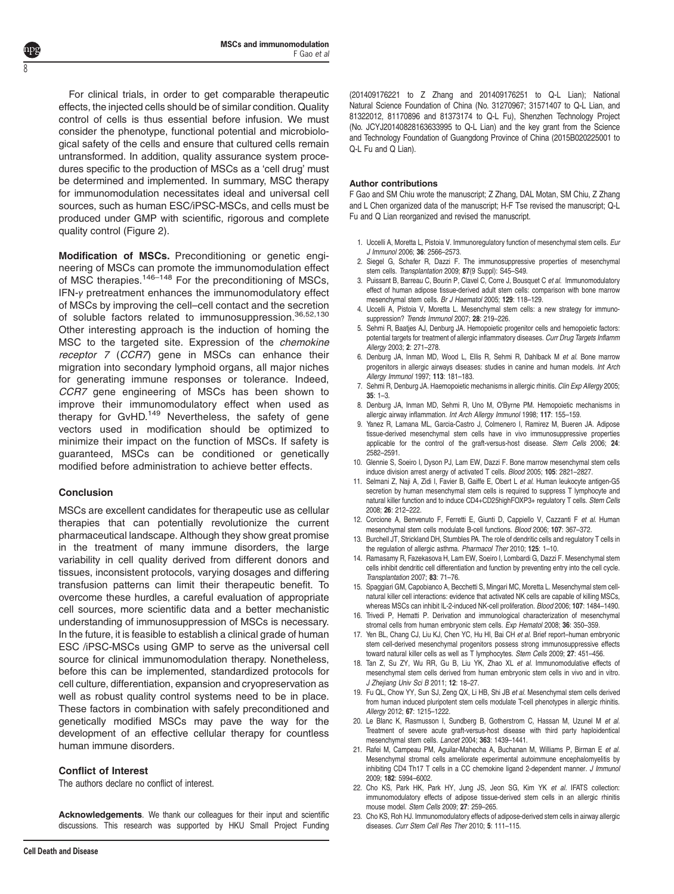For clinical trials, in order to get comparable therapeutic effects, the injected cells should be of similar condition. Quality control of cells is thus essential before infusion. We must consider the phenotype, functional potential and microbiological safety of the cells and ensure that cultured cells remain untransformed. In addition, quality assurance system procedures specific to the production of MSCs as a 'cell drug' must be determined and implemented. In summary, MSC therapy for immunomodulation necessitates ideal and universal cell sources, such as human ESC/iPSC-MSCs, and cells must be produced under GMP with scientific, rigorous and complete quality control (Figure 2).

**Modification of MSCs.** Preconditioning or genetic engineering of MSCs can promote the immunomodulation effect of MSC therapies.[146–148] For the preconditioning of MSCs, IFN-$\gamma$ pretreatment enhances the immunomodulatory effect of MSCs by improving the cell–cell contact and the secretion of soluble factors related to immunosuppression.[36,52,130] Other interesting approach is the induction of homing the MSC to the targeted site. Expression of the *chemokine receptor 7* (*CCR7*) gene in MSCs can enhance their migration into secondary lymphoid organs, all major niches for generating immune responses or tolerance. Indeed, *CCR7* gene engineering of MSCs has been shown to improve their immunomodulatory effect when used as therapy for GvHD.[149] Nevertheless, the safety of gene vectors used in modification should be optimized to minimize their impact on the function of MSCs. If safety is guaranteed, MSCs can be conditioned or genetically modified before administration to achieve better effects.

## Conclusion

MSCs are excellent candidates for therapeutic use as cellular therapies that can potentially revolutionize the current pharmaceutical landscape. Although they show great promise in the treatment of many immune disorders, the large variability in cell quality derived from different donors and tissues, inconsistent protocols, varying dosages and differing transfusion patterns can limit their therapeutic benefit. To overcome these hurdles, a careful evaluation of appropriate cell sources, more scientific data and a better mechanistic understanding of immunosuppression of MSCs is necessary. In the future, it is feasible to establish a clinical grade of human ESC /iPSC-MSCs using GMP to serve as the universal cell source for clinical immunomodulation therapy. Nonetheless, before this can be implemented, standardized protocols for cell culture, differentiation, expansion and cryopreservation as well as robust quality control systems need to be in place. These factors in combination with safely preconditioned and genetically modified MSCs may pave the way for the development of an effective cellular therapy for countless human immune disorders.

### Conflict of Interest

The authors declare no conflict of interest.

**Acknowledgements**. We thank our colleagues for their input and scientific discussions. This research was supported by HKU Small Project Funding (201409176221 to Z Zhang and 201409176251 to Q-L Lian); National Natural Science Foundation of China (No. 31270967; 31571407 to Q-L Lian, and 81322012, 81170896 and 81373174 to Q-L Fu), Shenzhen Technology Project (No. JCYJ20140828163633995 to Q-L Lian) and the key grant from the Science and Technology Foundation of Guangdong Province of China (2015B020225001 to Q-L Fu and Q Lian).

### Author contributions

F Gao and SM Chiu wrote the manuscript; Z Zhang, DAL Motan, SM Chiu, Z Zhang and L Chen organized data of the manuscript; H-F Tse revised the manuscript; Q-L Fu and Q Lian reorganized and revised the manuscript.

1. Uccelli A, Moretta L, Pistoia V. Immunoregulatory function of mesenchymal stem cells. *Eur J Immunol* 2006; **36**: 2566–2573.
2. Siegel G, Schafer R, Dazzi F. The immunosuppressive properties of mesenchymal stem cells. *Transplantation* 2009; **87**(9 Suppl): S45–S49.
3. Puissant B, Barreau C, Bourin P, Clavel C, Corre J, Bousquet C *et al.* Immunomodulatory effect of human adipose tissue-derived adult stem cells: comparison with bone marrow mesenchymal stem cells. *Br J Haematol* 2005; **129**: 118–129.
4. Uccelli A, Pistoia V, Moretta L. Mesenchymal stem cells: a new strategy for immunosuppression? *Trends Immunol* 2007; **28**: 219–226.
5. Sehmi R, Baatjes AJ, Denburg JA. Hemopoietic progenitor cells and hemopoietic factors: potential targets for treatment of allergic inflammatory diseases. *Curr Drug Targets Inflamm Allergy* 2003; **2**: 271–278.
6. Denburg JA, Inman MD, Wood L, Ellis R, Sehmi R, Dahlback M *et al.* Bone marrow progenitors in allergic airways diseases: studies in canine and human models. *Int Arch Allergy Immunol* 1997; **113**: 181–183.
7. Sehmi R, Denburg JA. Haemopoietic mechanisms in allergic rhinitis. *Clin Exp Allergy* 2005; **35**: 1–3.
8. Denburg JA, Inman MD, Sehmi R, Uno M, O'Byrne PM. Hemopoietic mechanisms in allergic airway inflammation. *Int Arch Allergy Immunol* 1998; **117**: 155–159.
9. Yanez R, Lamana ML, Garcia-Castro J, Colmenero I, Ramirez M, Bueren JA. Adipose tissue-derived mesenchymal stem cells have in vivo immunosuppressive properties applicable for the control of the graft-versus-host disease. *Stem Cells* 2006; **24**: 2582–2591.
10. Glennie S, Soeiro I, Dyson PJ, Lam EW, Dazzi F. Bone marrow mesenchymal stem cells induce division arrest anergy of activated T cells. *Blood* 2005; **105**: 2821–2827.
11. Selmani Z, Naji A, Zidi I, Favier B, Gaiffe E, Obert L *et al.* Human leukocyte antigen-G5 secretion by human mesenchymal stem cells is required to suppress T lymphocyte and natural killer function and to induce CD4+CD25highFOXP3+ regulatory T cells. *Stem Cells* 2008; **26**: 212–222.
12. Corcione A, Benvenuto F, Ferretti E, Giunti D, Cappiello V, Cazzanti F *et al.* Human mesenchymal stem cells modulate B-cell functions. *Blood* 2006; **107**: 367–372.
13. Burchell JT, Strickland DH, Stumbles PA. The role of dendritic cells and regulatory T cells in the regulation of allergic asthma. *Pharmacol Ther* 2010; **125**: 1–10.
14. Ramasamy R, Fazekasova H, Lam EW, Soeiro I, Lombardi G, Dazzi F. Mesenchymal stem cells inhibit dendritic cell differentiation and function by preventing entry into the cell cycle. *Transplantation* 2007; **83**: 71–76.
15. Spaggiari GM, Capobianco A, Becchetti S, Mingari MC, Moretta L. Mesenchymal stem cell-natural killer cell interactions: evidence that activated NK cells are capable of killing MSCs, whereas MSCs can inhibit IL-2-induced NK-cell proliferation. *Blood* 2006; **107**: 1484–1490.
16. Trivedi P, Hematti P. Derivation and immunological characterization of mesenchymal stromal cells from human embryonic stem cells. *Exp Hematol* 2008; **36**: 350–359.
17. Yen BL, Chang CJ, Liu KJ, Chen YC, Hu HI, Bai CH *et al.* Brief report–human embryonic stem cell-derived mesenchymal progenitors possess strong immunosuppressive effects toward natural killer cells as well as T lymphocytes. *Stem Cells* 2009; **27**: 451–456.
18. Tan Z, Su ZY, Wu RR, Gu B, Liu YK, Zhao XL *et al.* Immunomodulative effects of mesenchymal stem cells derived from human embryonic stem cells in vivo and in vitro. *J Zhejiang Univ Sci B* 2011; **12**: 18–27.
19. Fu QL, Chow YY, Sun SJ, Zeng QX, Li HB, Shi JB *et al.* Mesenchymal stem cells derived from human induced pluripotent stem cells modulate T-cell phenotypes in allergic rhinitis. *Allergy* 2012; **67**: 1215–1222.
20. Le Blanc K, Rasmusson I, Sundberg B, Gotherstrom C, Hassan M, Uzunel M *et al.* Treatment of severe acute graft-versus-host disease with third party haploidentical mesenchymal stem cells. *Lancet* 2004; **363**: 1439–1441.
21. Rafei M, Campeau PM, Aguilar-Mahecha A, Buchanan M, Williams P, Birman E *et al.* Mesenchymal stromal cells ameliorate experimental autoimmune encephalomyelitis by inhibiting CD4 Th17 T cells in a CC chemokine ligand 2-dependent manner. *J Immunol* 2009; **182**: 5994–6002.
22. Cho KS, Park HK, Park HY, Jung JS, Jeon SG, Kim YK *et al.* IFATS collection: immunomodulatory effects of adipose tissue-derived stem cells in an allergic rhinitis mouse model. *Stem Cells* 2009; **27**: 259–265.
23. Cho KS, Roh HJ. Immunomodulatory effects of adipose-derived stem cells in airway allergic diseases. *Curr Stem Cell Res Ther* 2010; **5**: 111–115.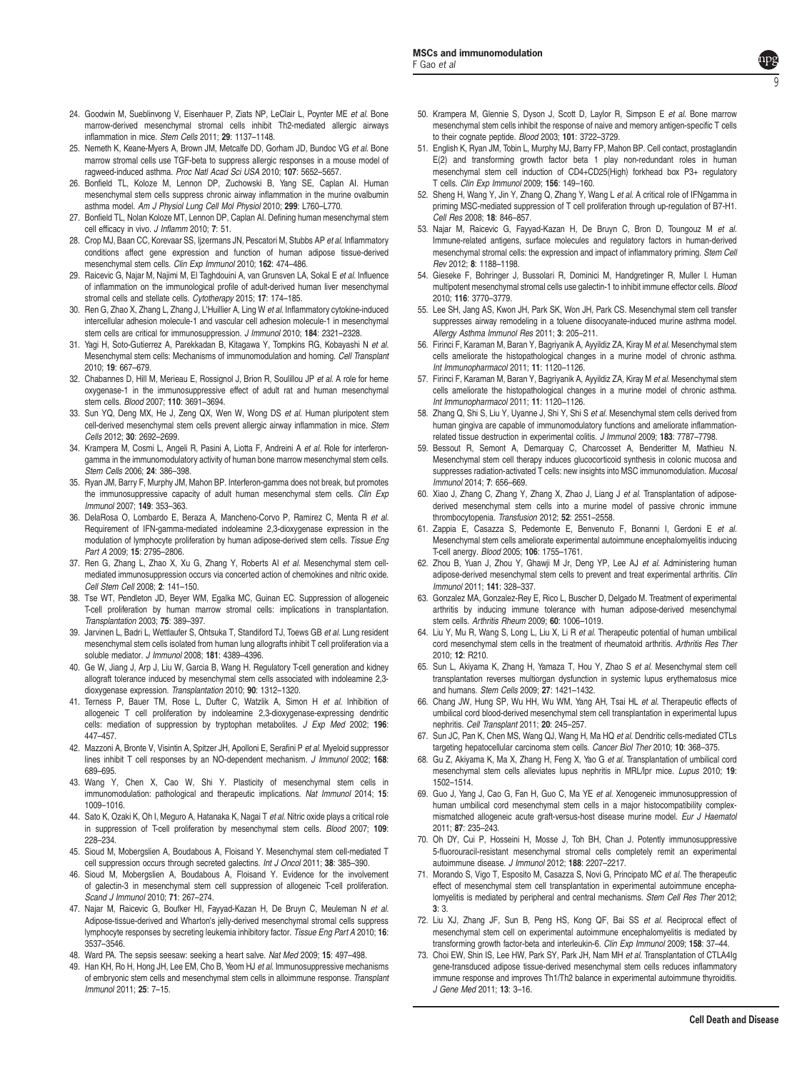24. Goodwin M, Sueblinvong V, Eisenhauer P, Ziats NP, LeClair L, Poynter ME *et al.* Bone marrow-derived mesenchymal stromal cells inhibit Th2-mediated allergic airways inflammation in mice. *Stem Cells* 2011; **29**: 1137–1148.
25. Nemeth K, Keane-Myers A, Brown JM, Metcalfe DD, Gorham JD, Bundoc VG *et al.* Bone marrow stromal cells use TGF-beta to suppress allergic responses in a mouse model of ragweed-induced asthma. *Proc Natl Acad Sci USA* 2010; **107**: 5652–5657.
26. Bonfield TL, Koloze M, Lennon DP, Zuchowski B, Yang SE, Caplan AI. Human mesenchymal stem cells suppress chronic airway inflammation in the murine ovalbumin asthma model. *Am J Physiol Lung Cell Mol Physiol* 2010; **299**: L760–L770.
27. Bonfield TL, Nolan Koloze MT, Lennon DP, Caplan AI. Defining human mesenchymal stem cell efficacy in vivo. *J Inflamm* 2010; **7**: 51.
28. Crop MJ, Baan CC, Korevaar SS, Ijzermans JN, Pescatori M, Stubbs AP *et al.* Inflammatory conditions affect gene expression and function of human adipose tissue-derived mesenchymal stem cells. *Clin Exp Immunol* 2010; **162**: 474–486.
29. Raicevic G, Najar M, Najimi M, El Taghdouini A, van Grunsven LA, Sokal E *et al.* Influence of inflammation on the immunological profile of adult-derived human liver mesenchymal stromal cells and stellate cells. *Cytotherapy* 2015; **17**: 174–185.
30. Ren G, Zhao X, Zhang L, Zhang J, L'Huillier A, Ling W *et al.* Inflammatory cytokine-induced intercellular adhesion molecule-1 and vascular cell adhesion molecule-1 in mesenchymal stem cells are critical for immunosuppression. *J Immunol* 2010; **184**: 2321–2328.
31. Yagi H, Soto-Gutierrez A, Parekkadan B, Kitagawa Y, Tompkins RG, Kobayashi N *et al.* Mesenchymal stem cells: Mechanisms of immunomodulation and homing. *Cell Transplant* 2010; **19**: 667–679.
32. Chabannes D, Hill M, Merieau E, Rossignol J, Brion R, Soulillou JP *et al.* A role for heme oxygenase-1 in the immunosuppressive effect of adult rat and human mesenchymal stem cells. *Blood* 2007; **110**: 3691–3694.
33. Sun YQ, Deng MX, He J, Zeng QX, Wen W, Wong DS *et al.* Human pluripotent stem cell-derived mesenchymal stem cells prevent allergic airway inflammation in mice. *Stem Cells* 2012; **30**: 2692–2699.
34. Krampera M, Cosmi L, Angeli R, Pasini A, Liotta F, Andreini A *et al.* Role for interferon-gamma in the immunomodulatory activity of human bone marrow mesenchymal stem cells. *Stem Cells* 2006; **24**: 386–398.
35. Ryan JM, Barry F, Murphy JM, Mahon BP. Interferon-gamma does not break, but promotes the immunosuppressive capacity of adult human mesenchymal stem cells. *Clin Exp Immunol* 2007; **149**: 353–363.
36. DelaRosa O, Lombardo E, Beraza A, Mancheno-Corvo P, Ramirez C, Menta R *et al.* Requirement of IFN-gamma-mediated indoleamine 2,3-dioxygenase expression in the modulation of lymphocyte proliferation by human adipose-derived stem cells. *Tissue Eng Part A* 2009; **15**: 2795–2806.
37. Ren G, Zhang L, Zhao X, Xu G, Zhang Y, Roberts AI *et al.* Mesenchymal stem cell-mediated immunosuppression occurs via concerted action of chemokines and nitric oxide. *Cell Stem Cell* 2008; **2**: 141–150.
38. Tse WT, Pendleton JD, Beyer WM, Egalka MC, Guinan EC. Suppression of allogeneic T-cell proliferation by human marrow stromal cells: implications in transplantation. *Transplantation* 2003; **75**: 389–397.
39. Jarvinen L, Badri L, Wettlaufer S, Ohtsuka T, Standiford TJ, Toews GB *et al.* Lung resident mesenchymal stem cells isolated from human lung allografts inhibit T cell proliferation via a soluble mediator. *J Immunol* 2008; **181**: 4389–4396.
40. Ge W, Jiang J, Arp J, Liu W, Garcia B, Wang H. Regulatory T-cell generation and kidney allograft tolerance induced by mesenchymal stem cells associated with indoleamine 2,3-dioxygenase expression. *Transplantation* 2010; **90**: 1312–1320.
41. Terness P, Bauer TM, Rose L, Dufter C, Watzlik A, Simon H *et al.* Inhibition of allogeneic T cell proliferation by indoleamine 2,3-dioxygenase-expressing dendritic cells: mediation of suppression by tryptophan metabolites. *J Exp Med* 2002; **196**: 447–457.
42. Mazzoni A, Bronte V, Visintin A, Spitzer JH, Apolloni E, Serafini P *et al.* Myeloid suppressor lines inhibit T cell responses by an NO-dependent mechanism. *J Immunol* 2002; **168**: 689–695.
43. Wang Y, Chen X, Cao W, Shi Y. Plasticity of mesenchymal stem cells in immunomodulation: pathological and therapeutic implications. *Nat Immunol* 2014; **15**: 1009–1016.
44. Sato K, Ozaki K, Oh I, Meguro A, Hatanaka K, Nagai T *et al.* Nitric oxide plays a critical role in suppression of T-cell proliferation by mesenchymal stem cells. *Blood* 2007; **109**: 228–234.
45. Sioud M, Mobergslien A, Boudabous A, Floisand Y. Mesenchymal stem cell-mediated T cell suppression occurs through secreted galectins. *Int J Oncol* 2011; **38**: 385–390.
46. Sioud M, Mobergslien A, Boudabous A, Floisand Y. Evidence for the involvement of galectin-3 in mesenchymal stem cell suppression of allogeneic T-cell proliferation. *Scand J Immunol* 2010; **71**: 267–274.
47. Najar M, Raicevic G, Boufker HI, Fayyad-Kazan H, De Bruyn C, Meuleman N *et al.* Adipose-tissue-derived and Wharton's jelly-derived mesenchymal stromal cells suppress lymphocyte responses by secreting leukemia inhibitory factor. *Tissue Eng Part A* 2010; **16**: 3537–3546.
48. Ward PA. The sepsis seesaw: seeking a heart salve. *Nat Med* 2009; **15**: 497–498.
49. Han KH, Ro H, Hong JH, Lee EM, Cho B, Yeom HJ *et al.* Immunosuppressive mechanisms of embryonic stem cells and mesenchymal stem cells in alloimmune response. *Transplant Immunol* 2011; **25**: 7–15.
50. Krampera M, Glennie S, Dyson J, Scott D, Laylor R, Simpson E *et al.* Bone marrow mesenchymal stem cells inhibit the response of naive and memory antigen-specific T cells to their cognate peptide. *Blood* 2003; **101**: 3722–3729.
51. English K, Ryan JM, Tobin L, Murphy MJ, Barry FP, Mahon BP. Cell contact, prostaglandin E(2) and transforming growth factor beta 1 play non-redundant roles in human mesenchymal stem cell induction of CD4+CD25(High) forkhead box P3+ regulatory T cells. *Clin Exp Immunol* 2009; **156**: 149–160.
52. Sheng H, Wang Y, Jin Y, Zhang Q, Zhang Y, Wang L *et al.* A critical role of IFNgamma in priming MSC-mediated suppression of T cell proliferation through up-regulation of B7-H1. *Cell Res* 2008; **18**: 846–857.
53. Najar M, Raicevic G, Fayyad-Kazan H, De Bruyn C, Bron D, Toungouz M *et al.* Immune-related antigens, surface molecules and regulatory factors in human-derived mesenchymal stromal cells: the expression and impact of inflammatory priming. *Stem Cell Rev* 2012; **8**: 1188–1198.
54. Gieseke F, Bohringer J, Bussolari R, Dominici M, Handgretinger R, Muller I. Human multipotent mesenchymal stromal cells use galectin-1 to inhibit immune effector cells. *Blood* 2010; **116**: 3770–3779.
55. Lee SH, Jang AS, Kwon JH, Park SK, Won JH, Park CS. Mesenchymal stem cell transfer suppresses airway remodeling in a toluene diisocyanate-induced murine asthma model. *Allergy Asthma Immunol Res* 2011; **3**: 205–211.
56. Firinci F, Karaman M, Baran Y, Bagriyanik A, Ayyildiz ZA, Kiray M *et al.* Mesenchymal stem cells ameliorate the histopathological changes in a murine model of chronic asthma. *Int Immunopharmacol* 2011; **11**: 1120–1126.
57. Firinci F, Karaman M, Baran Y, Bagriyanik A, Ayyildiz ZA, Kiray M *et al.* Mesenchymal stem cells ameliorate the histopathological changes in a murine model of chronic asthma. *Int Immunopharmacol* 2011; **11**: 1120–1126.
58. Zhang Q, Shi S, Liu Y, Uyanne J, Shi Y, Shi S *et al.* Mesenchymal stem cells derived from human gingiva are capable of immunomodulatory functions and ameliorate inflammation-related tissue destruction in experimental colitis. *J Immunol* 2009; **183**: 7787–7798.
59. Bessout R, Semont A, Demarquay C, Charcosset A, Benderitter M, Mathieu N. Mesenchymal stem cell therapy induces glucocorticoid synthesis in colonic mucosa and suppresses radiation-activated T cells: new insights into MSC immunomodulation. *Mucosal Immunol* 2014; **7**: 656–669.
60. Xiao J, Zhang C, Zhang Y, Zhang X, Zhao J, Liang J *et al.* Transplantation of adipose-derived mesenchymal stem cells into a murine model of passive chronic immune thrombocytopenia. *Transfusion* 2012; **52**: 2551–2558.
61. Zappia E, Casazza S, Pedemonte E, Benvenuto F, Bonanni I, Gerdoni E *et al.* Mesenchymal stem cells ameliorate experimental autoimmune encephalomyelitis inducing T-cell anergy. *Blood* 2005; **106**: 1755–1761.
62. Zhou B, Yuan J, Zhou Y, Ghawji M Jr, Deng YP, Lee AJ *et al.* Administering human adipose-derived mesenchymal stem cells to prevent and treat experimental arthritis. *Clin Immunol* 2011; **141**: 328–337.
63. Gonzalez MA, Gonzalez-Rey E, Rico L, Buscher D, Delgado M. Treatment of experimental arthritis by inducing immune tolerance with human adipose-derived mesenchymal stem cells. *Arthritis Rheum* 2009; **60**: 1006–1019.
64. Liu Y, Mu R, Wang S, Long L, Liu X, Li R *et al.* Therapeutic potential of human umbilical cord mesenchymal stem cells in the treatment of rheumatoid arthritis. *Arthritis Res Ther* 2010; **12**: R210.
65. Sun L, Akiyama K, Zhang H, Yamaza T, Hou Y, Zhao S *et al.* Mesenchymal stem cell transplantation reverses multiorgan dysfunction in systemic lupus erythematosus mice and humans. *Stem Cells* 2009; **27**: 1421–1432.
66. Chang JW, Hung SP, Wu HH, Wu WM, Yang AH, Tsai HL *et al.* Therapeutic effects of umbilical cord blood-derived mesenchymal stem cell transplantation in experimental lupus nephritis. *Cell Transplant* 2011; **20**: 245–257.
67. Sun JC, Pan K, Chen MS, Wang QJ, Wang H, Ma HQ *et al.* Dendritic cells-mediated CTLs targeting hepatocellular carcinoma stem cells. *Cancer Biol Ther* 2010; **10**: 368–375.
68. Gu Z, Akiyama K, Ma X, Zhang H, Feng X, Yao G *et al.* Transplantation of umbilical cord mesenchymal stem cells alleviates lupus nephritis in MRL/lpr mice. *Lupus* 2010; **19**: 1502–1514.
69. Guo J, Yang J, Cao G, Fan H, Guo C, Ma YE *et al.* Xenogeneic immunosuppression of human umbilical cord mesenchymal stem cells in a major histocompatibility complex-mismatched allogeneic acute graft-versus-host disease murine model. *Eur J Haematol* 2011; **87**: 235–243.
70. Oh DY, Cui P, Hosseini H, Mosse J, Toh BH, Chan J. Potently immunosuppressive 5-fluorouracil-resistant mesenchymal stromal cells completely remit an experimental autoimmune disease. *J Immunol* 2012; **188**: 2207–2217.
71. Morando S, Vigo T, Esposito M, Casazza S, Novi G, Principato MC *et al.* The therapeutic effect of mesenchymal stem cell transplantation in experimental autoimmune encephalomyelitis is mediated by peripheral and central mechanisms. *Stem Cell Res Ther* 2012; **3**: 3.
72. Liu XJ, Zhang JF, Sun B, Peng HS, Kong QF, Bai SS *et al.* Reciprocal effect of mesenchymal stem cell on experimental autoimmune encephalomyelitis is mediated by transforming growth factor-beta and interleukin-6. *Clin Exp Immunol* 2009; **158**: 37–44.
73. Choi EW, Shin IS, Lee HW, Park SY, Park JH, Nam MH *et al.* Transplantation of CTLA4Ig gene-transduced adipose tissue-derived mesenchymal stem cells reduces inflammatory immune response and improves Th1/Th2 balance in experimental autoimmune thyroiditis. *J Gene Med* 2011; **13**: 3–16.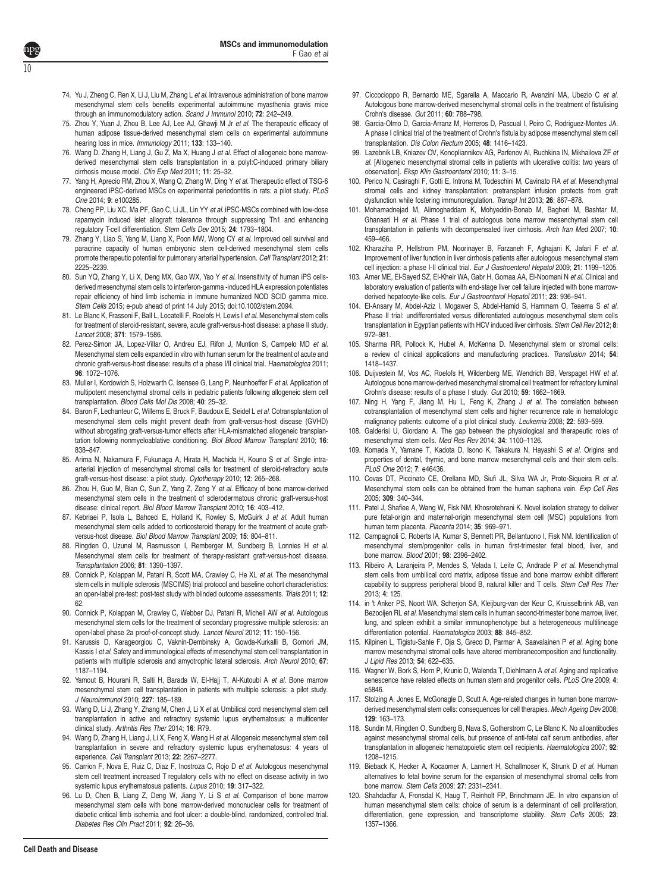74. Yu J, Zheng C, Ren X, Li J, Liu M, Zhang L *et al.* Intravenous administration of bone marrow mesenchymal stem cells benefits experimental autoimmune myasthenia gravis mice through an immunomodulatory action. *Scand J Immunol* 2010; **72**: 242–249.
75. Zhou Y, Yuan J, Zhou B, Lee AJ, Lee AJ, Ghawji M Jr *et al.* The therapeutic efficacy of human adipose tissue-derived mesenchymal stem cells on experimental autoimmune hearing loss in mice. *Immunology* 2011; **133**: 133–140.
76. Wang D, Zhang H, Liang J, Gu Z, Ma X, Huang J *et al.* Effect of allogeneic bone marrow-derived mesenchymal stem cells transplantation in a polyI:C-induced primary biliary cirrhosis mouse model. *Clin Exp Med* 2011; **11**: 25–32.
77. Yang H, Aprecio RM, Zhou X, Wang Q, Zhang W, Ding Y *et al.* Therapeutic effect of TSG-6 engineered iPSC-derived MSCs on experimental periodontitis in rats: a pilot study. *PLoS One* 2014; **9**: e100285.
78. Cheng PP, Liu XC, Ma PF, Gao C, Li JL, Lin YY *et al.* iPSC-MSCs combined with low-dose rapamycin induced islet allograft tolerance through suppressing Th1 and enhancing regulatory T-cell differentiation. *Stem Cells Dev* 2015; **24**: 1793–1804.
79. Zhang Y, Liao S, Yang M, Liang X, Poon MW, Wong CY *et al.* Improved cell survival and paracrine capacity of human embryonic stem cell-derived mesenchymal stem cells promote therapeutic potential for pulmonary arterial hypertension. *Cell Transplant* 2012; **21**: 2225–2239.
80. Sun YQ, Zhang Y, Li X, Deng MX, Gao WX, Yao Y *et al.* Insensitivity of human iPS cells-derived mesenchymal stem cells to interferon-gamma -induced HLA expression potentiates repair efficiency of hind limb ischemia in immune humanized NOD SCID gamma mice. *Stem Cells* 2015; e-pub ahead of print 14 July 2015; doi:10.1002/stem.2094.
81. Le Blanc K, Frassoni F, Ball L, Locatelli F, Roelofs H, Lewis I *et al.* Mesenchymal stem cells for treatment of steroid-resistant, severe, acute graft-versus-host disease: a phase II study. *Lancet* 2008; **371**: 1579–1586.
82. Perez-Simon JA, Lopez-Villar O, Andreu EJ, Rifon J, Muntion S, Campelo MD *et al.* Mesenchymal stem cells expanded in vitro with human serum for the treatment of acute and chronic graft-versus-host disease: results of a phase I/II clinical trial. *Haematologica* 2011; **96**: 1072–1076.
83. Muller I, Kordowich S, Holzwarth C, Isensee G, Lang P, Neunhoeffer F *et al.* Application of multipotent mesenchymal stromal cells in pediatric patients following allogeneic stem cell transplantation. *Blood Cells Mol Dis* 2008; **40**: 25–32.
84. Baron F, Lechanteur C, Willems E, Bruck F, Baudoux E, Seidel L *et al.* Cotransplantation of mesenchymal stem cells might prevent death from graft-versus-host disease (GVHD) without abrogating graft-versus-tumor effects after HLA-mismatched allogeneic transplantation following nonmyeloablative conditioning. *Biol Blood Marrow Transplant* 2010; **16**: 838–847.
85. Arima N, Nakamura F, Fukunaga A, Hirata H, Machida H, Kouno S *et al.* Single intra-arterial injection of mesenchymal stromal cells for treatment of steroid-refractory acute graft-versus-host disease: a pilot study. *Cytotherapy* 2010; **12**: 265–268.
86. Zhou H, Guo M, Bian C, Sun Z, Yang Z, Zeng Y *et al.* Efficacy of bone marrow-derived mesenchymal stem cells in the treatment of sclerodermatous chronic graft-versus-host disease: clinical report. *Biol Blood Marrow Transplant* 2010; **16**: 403–412.
87. Kebriaei P, Isola L, Bahceci E, Holland K, Rowley S, McGuirk J *et al.* Adult human mesenchymal stem cells added to corticosteroid therapy for the treatment of acute graft-versus-host disease. *Biol Blood Marrow Transplant* 2009; **15**: 804–811.
88. Ringden O, Uzunel M, Rasmusson I, Remberger M, Sundberg B, Lonnies H *et al.* Mesenchymal stem cells for treatment of therapy-resistant graft-versus-host disease. *Transplantation* 2006; **81**: 1390–1397.
89. Connick P, Kolappan M, Patani R, Scott MA, Crawley C, He XL *et al.* The mesenchymal stem cells in multiple sclerosis (MSCIMS) trial protocol and baseline cohort characteristics: an open-label pre-test: post-test study with blinded outcome assessments. *Trials* 2011; **12**: 62.
90. Connick P, Kolappan M, Crawley C, Webber DJ, Patani R, Michell AW *et al.* Autologous mesenchymal stem cells for the treatment of secondary progressive multiple sclerosis: an open-label phase 2a proof-of-concept study. *Lancet Neurol* 2012; **11**: 150–156.
91. Karussis D, Karageorgiou C, Vaknin-Dembinsky A, Gowda-Kurkalli B, Gomori JM, Kassis I *et al.* Safety and immunological effects of mesenchymal stem cell transplantation in patients with multiple sclerosis and amyotrophic lateral sclerosis. *Arch Neurol* 2010; **67**: 1187–1194.
92. Yamout B, Hourani R, Salti H, Barada W, El-Hajj T, Al-Kutoubi A *et al.* Bone marrow mesenchymal stem cell transplantation in patients with multiple sclerosis: a pilot study. *J Neuroimmunol* 2010; **227**: 185–189.
93. Wang D, Li J, Zhang Y, Zhang M, Chen J, Li X *et al.* Umbilical cord mesenchymal stem cell transplantation in active and refractory systemic lupus erythematosus: a multicenter clinical study. *Arthritis Res Ther* 2014; **16**: R79.
94. Wang D, Zhang H, Liang J, Li X, Feng X, Wang H *et al.* Allogeneic mesenchymal stem cell transplantation in severe and refractory systemic lupus erythematosus: 4 years of experience. *Cell Transplant* 2013; **22**: 2267–2277.
95. Carrion F, Nova E, Ruiz C, Diaz F, Inostroza C, Rojo D *et al.* Autologous mesenchymal stem cell treatment increased T regulatory cells with no effect on disease activity in two systemic lupus erythematosus patients. *Lupus* 2010; **19**: 317–322.
96. Lu D, Chen B, Liang Z, Deng W, Jiang Y, Li S *et al.* Comparison of bone marrow mesenchymal stem cells with bone marrow-derived mononuclear cells for treatment of diabetic critical limb ischemia and foot ulcer: a double-blind, randomized, controlled trial. *Diabetes Res Clin Pract* 2011; **92**: 26–36.
97. Ciccocioppo R, Bernardo ME, Sgarella A, Maccario R, Avanzini MA, Ubezio C *et al.* Autologous bone marrow-derived mesenchymal stromal cells in the treatment of fistulising Crohn's disease. *Gut* 2011; **60**: 788–798.
98. Garcia-Olmo D, Garcia-Arranz M, Herreros D, Pascual I, Peiro C, Rodriguez-Montes JA. A phase I clinical trial of the treatment of Crohn's fistula by adipose mesenchymal stem cell transplantation. *Dis Colon Rectum* 2005; **48**: 1416–1423.
99. Lazebnik LB, Kniazev OV, Konopliannikov AG, Parfenov AI, Ruchkina IN, Mikhailova ZF *et al.* [Allogeneic mesenchymal stromal cells in patients with ulcerative colitis: two years of observation]. *Eksp Klin Gastroenterol* 2010; **11**: 3–15.
100. Perico N, Casiraghi F, Gotti E, Introna M, Todeschini M, Cavinato RA *et al.* Mesenchymal stromal cells and kidney transplantation: pretransplant infusion protects from graft dysfunction while fostering immunoregulation. *Transpl Int* 2013; **26**: 867–878.
101. Mohamadnejad M, Alimoghaddam K, Mohyeddin-Bonab M, Bagheri M, Bashtar M, Ghanaati H *et al.* Phase 1 trial of autologous bone marrow mesenchymal stem cell transplantation in patients with decompensated liver cirrhosis. *Arch Iran Med* 2007; **10**: 459–466.
102. Kharaziha P, Hellstrom PM, Noorinayer B, Farzaneh F, Aghajani K, Jafari F *et al.* Improvement of liver function in liver cirrhosis patients after autologous mesenchymal stem cell injection: a phase I-II clinical trial. *Eur J Gastroenterol Hepatol* 2009; **21**: 1199–1205.
103. Amer ME, El-Sayed SZ, El-Kheir WA, Gabr H, Gomaa AA, El-Noomani N *et al.* Clinical and laboratory evaluation of patients with end-stage liver cell failure injected with bone marrow-derived hepatocyte-like cells. *Eur J Gastroenterol Hepatol* 2011; **23**: 936–941.
104. El-Ansary M, Abdel-Aziz I, Mogawer S, Abdel-Hamid S, Hammam O, Teaema S *et al.* Phase II trial: undifferentiated versus differentiated autologous mesenchymal stem cells transplantation in Egyptian patients with HCV induced liver cirrhosis. *Stem Cell Rev* 2012; **8**: 972–981.
105. Sharma RR, Pollock K, Hubel A, McKenna D. Mesenchymal stem or stromal cells: a review of clinical applications and manufacturing practices. *Transfusion* 2014; **54**: 1418–1437.
106. Duijvestein M, Vos AC, Roelofs H, Wildenberg ME, Wendrich BB, Verspaget HW *et al.* Autologous bone marrow-derived mesenchymal stromal cell treatment for refractory luminal Crohn's disease: results of a phase I study. *Gut* 2010; **59**: 1662–1669.
107. Ning H, Yang F, Jiang M, Hu L, Feng K, Zhang J *et al.* The correlation between cotransplantation of mesenchymal stem cells and higher recurrence rate in hematologic malignancy patients: outcome of a pilot clinical study. *Leukemia* 2008; **22**: 593–599.
108. Galderisi U, Giordano A. The gap between the physiological and therapeutic roles of mesenchymal stem cells. *Med Res Rev* 2014; **34**: 1100–1126.
109. Komada Y, Yamane T, Kadota D, Isono K, Takakura N, Hayashi S *et al.* Origins and properties of dental, thymic, and bone marrow mesenchymal cells and their stem cells. *PLoS One* 2012; **7**: e46436.
110. Covas DT, Piccinato CE, Orellana MD, Siufi JL, Silva WA Jr, Proto-Siqueira R *et al.* Mesenchymal stem cells can be obtained from the human saphena vein. *Exp Cell Res* 2005; **309**: 340–344.
111. Patel J, Shafiee A, Wang W, Fisk NM, Khosrotehrani K. Novel isolation strategy to deliver pure fetal-origin and maternal-origin mesenchymal stem cell (MSC) populations from human term placenta. *Placenta* 2014; **35**: 969–971.
112. Campagnoli C, Roberts IA, Kumar S, Bennett PR, Bellantuono I, Fisk NM. Identification of mesenchymal stem/progenitor cells in human first-trimester fetal blood, liver, and bone marrow. *Blood* 2001; **98**: 2396–2402.
113. Ribeiro A, Laranjeira P, Mendes S, Velada I, Leite C, Andrade P *et al.* Mesenchymal stem cells from umbilical cord matrix, adipose tissue and bone marrow exhibit different capability to suppress peripheral blood B, natural killer and T cells. *Stem Cell Res Ther* 2013; **4**: 125.
114. in 't Anker PS, Noort WA, Scherjon SA, Kleijburg-van der Keur C, Kruisselbrink AB, van Bezooijen RL *et al.* Mesenchymal stem cells in human second-trimester bone marrow, liver, lung, and spleen exhibit a similar immunophenotype but a heterogeneous multilineage differentiation potential. *Haematologica* 2003; **88**: 845–852.
115. Kilpinen L, Tigistu-Sahle F, Oja S, Greco D, Parmar A, Saavalainen P *et al.* Aging bone marrow mesenchymal stromal cells have altered membranecomposition and functionality. *J Lipid Res* 2013; **54**: 622–635.
116. Wagner W, Bork S, Horn P, Krunic D, Walenda T, Diehlmann A *et al.* Aging and replicative senescence have related effects on human stem and progenitor cells. *PLoS One* 2009; **4**: e5846.
117. Stolzing A, Jones E, McGonagle D, Scutt A. Age-related changes in human bone marrow-derived mesenchymal stem cells: consequences for cell therapies. *Mech Ageing Dev* 2008; **129**: 163–173.
118. Sundin M, Ringden O, Sundberg B, Nava S, Gotherstrom C, Le Blanc K. No alloantibodies against mesenchymal stromal cells, but presence of anti-fetal calf serum antibodies, after transplantation in allogeneic hematopoietic stem cell recipients. *Haematologica* 2007; **92**: 1208–1215.
119. Bieback K, Hecker A, Kocaomer A, Lannert H, Schallmoser K, Strunk D *et al.* Human alternatives to fetal bovine serum for the expansion of mesenchymal stromal cells from bone marrow. *Stem Cells* 2009; **27**: 2331–2341.
120. Shahdadfar A, Fronsdal K, Haug T, Reinholt FP, Brinchmann JE. In vitro expansion of human mesenchymal stem cells: choice of serum is a determinant of cell proliferation, differentiation, gene expression, and transcriptome stability. *Stem Cells* 2005; **23**: 1357–1366.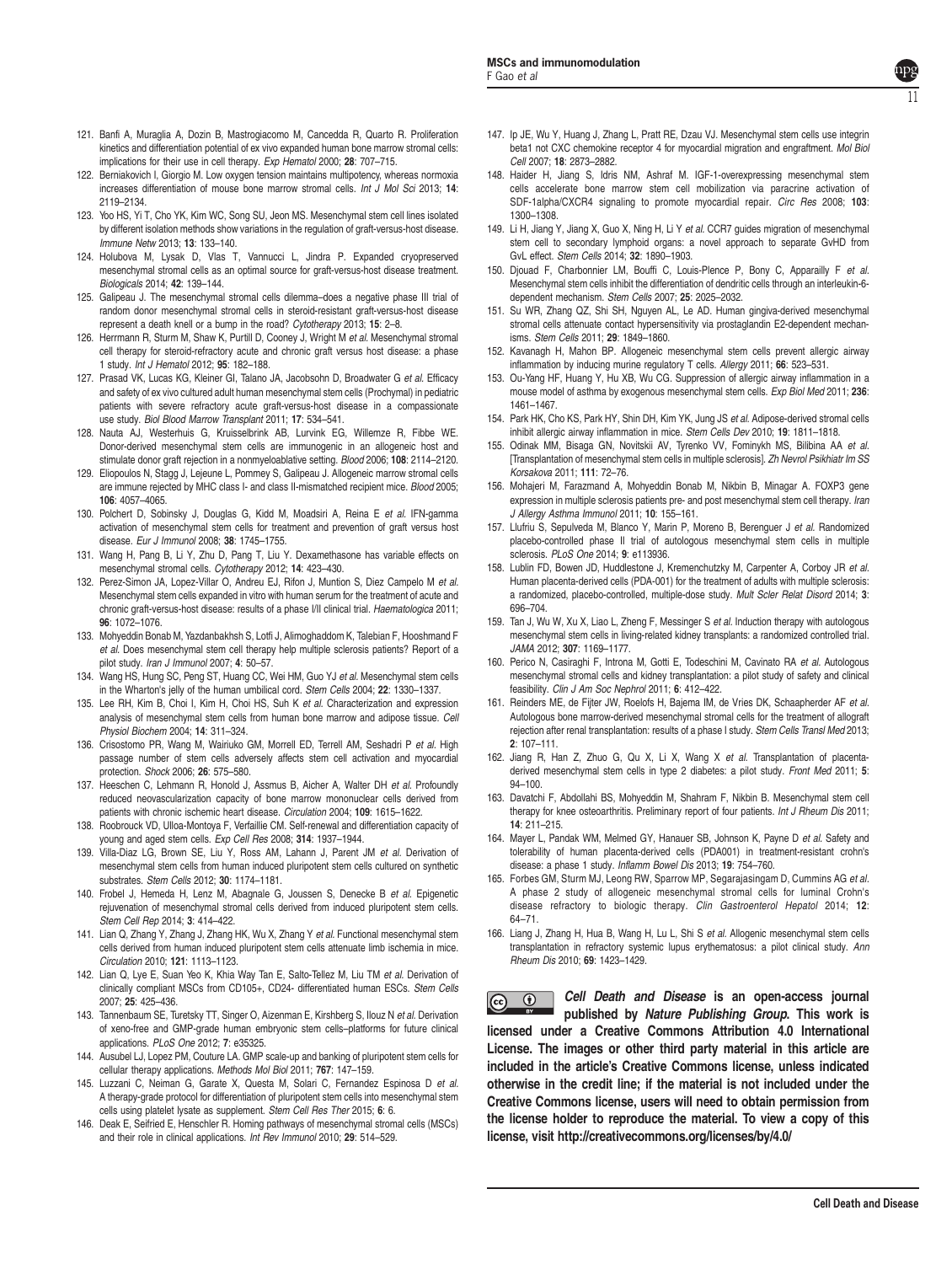121. Banfi A, Muraglia A, Dozin B, Mastrogiacomo M, Cancedda R, Quarto R. Proliferation kinetics and differentiation potential of ex vivo expanded human bone marrow stromal cells: implications for their use in cell therapy. *Exp Hematol* 2000; **28**: 707–715.
122. Berniakovich I, Giorgio M. Low oxygen tension maintains multipotency, whereas normoxia increases differentiation of mouse bone marrow stromal cells. *Int J Mol Sci* 2013; **14**: 2119–2134.
123. Yoo HS, Yi T, Cho YK, Kim WC, Song SU, Jeon MS. Mesenchymal stem cell lines isolated by different isolation methods show variations in the regulation of graft-versus-host disease. *Immune Netw* 2013; **13**: 133–140.
124. Holubova M, Lysak D, Vlas T, Vannucci L, Jindra P. Expanded cryopreserved mesenchymal stromal cells as an optimal source for graft-versus-host disease treatment. *Biologicals* 2014; **42**: 139–144.
125. Galipeau J. The mesenchymal stromal cells dilemma–does a negative phase III trial of random donor mesenchymal stromal cells in steroid-resistant graft-versus-host disease represent a death knell or a bump in the road? *Cytotherapy* 2013; **15**: 2–8.
126. Herrmann R, Sturm M, Shaw K, Purtill D, Cooney J, Wright M *et al.* Mesenchymal stromal cell therapy for steroid-refractory acute and chronic graft versus host disease: a phase 1 study. *Int J Hematol* 2012; **95**: 182–188.
127. Prasad VK, Lucas KG, Kleiner GI, Talano JA, Jacobsohn D, Broadwater G *et al.* Efficacy and safety of ex vivo cultured adult human mesenchymal stem cells (Prochymal) in pediatric patients with severe refractory acute graft-versus-host disease in a compassionate use study. *Biol Blood Marrow Transplant* 2011; **17**: 534–541.
128. Nauta AJ, Westerhuis G, Kruisselbrink AB, Lurvink EG, Willemze R, Fibbe WE. Donor-derived mesenchymal stem cells are immunogenic in an allogeneic host and stimulate donor graft rejection in a nonmyeloablative setting. *Blood* 2006; **108**: 2114–2120.
129. Eliopoulos N, Stagg J, Lejeune L, Pommey S, Galipeau J. Allogeneic marrow stromal cells are immune rejected by MHC class I- and class II-mismatched recipient mice. *Blood* 2005; **106**: 4057–4065.
130. Polchert D, Sobinsky J, Douglas G, Kidd M, Moadsiri A, Reina E *et al.* IFN-gamma activation of mesenchymal stem cells for treatment and prevention of graft versus host disease. *Eur J Immunol* 2008; **38**: 1745–1755.
131. Wang H, Pang B, Li Y, Zhu D, Pang T, Liu Y. Dexamethasone has variable effects on mesenchymal stromal cells. *Cytotherapy* 2012; **14**: 423–430.
132. Perez-Simon JA, Lopez-Villar O, Andreu EJ, Rifon J, Muntion S, Diez Campelo M *et al.* Mesenchymal stem cells expanded in vitro with human serum for the treatment of acute and chronic graft-versus-host disease: results of a phase I/II clinical trial. *Haematologica* 2011; **96**: 1072–1076.
133. Mohyeddin Bonab M, Yazdanbakhsh S, Lotfi J, Alimoghaddom K, Talebian F, Hooshmand F *et al.* Does mesenchymal stem cell therapy help multiple sclerosis patients? Report of a pilot study. *Iran J Immunol* 2007; **4**: 50–57.
134. Wang HS, Hung SC, Peng ST, Huang CC, Wei HM, Guo YJ *et al.* Mesenchymal stem cells in the Wharton's jelly of the human umbilical cord. *Stem Cells* 2004; **22**: 1330–1337.
135. Lee RH, Kim B, Choi I, Kim H, Choi HS, Suh K *et al.* Characterization and expression analysis of mesenchymal stem cells from human bone marrow and adipose tissue. *Cell Physiol Biochem* 2004; **14**: 311–324.
136. Crisostomo PR, Wang M, Wairiuko GM, Morrell ED, Terrell AM, Seshadri P *et al.* High passage number of stem cells adversely affects stem cell activation and myocardial protection. *Shock* 2006; **26**: 575–580.
137. Heeschen C, Lehmann R, Honold J, Assmus B, Aicher A, Walter DH *et al.* Profoundly reduced neovascularization capacity of bone marrow mononuclear cells derived from patients with chronic ischemic heart disease. *Circulation* 2004; **109**: 1615–1622.
138. Roobrouck VD, Ulloa-Montoya F, Verfaillie CM. Self-renewal and differentiation capacity of young and aged stem cells. *Exp Cell Res* 2008; **314**: 1937–1944.
139. Villa-Diaz LG, Brown SE, Liu Y, Ross AM, Lahann J, Parent JM *et al.* Derivation of mesenchymal stem cells from human induced pluripotent stem cells cultured on synthetic substrates. *Stem Cells* 2012; **30**: 1174–1181.
140. Frobel J, Hemeda H, Lenz M, Abagnale G, Joussen S, Denecke B *et al.* Epigenetic rejuvenation of mesenchymal stromal cells derived from induced pluripotent stem cells. *Stem Cell Rep* 2014; **3**: 414–422.
141. Lian Q, Zhang Y, Zhang J, Zhang HK, Wu X, Zhang Y *et al.* Functional mesenchymal stem cells derived from human induced pluripotent stem cells attenuate limb ischemia in mice. *Circulation* 2010; **121**: 1113–1123.
142. Lian Q, Lye E, Suan Yeo K, Khia Way Tan E, Salto-Tellez M, Liu TM *et al.* Derivation of clinically compliant MSCs from CD105+, CD24- differentiated human ESCs. *Stem Cells* 2007; **25**: 425–436.
143. Tannenbaum SE, Turetsky TT, Singer O, Aizenman E, Kirshberg S, Ilouz N *et al.* Derivation of xeno-free and GMP-grade human embryonic stem cells–platforms for future clinical applications. *PLoS One* 2012; **7**: e35325.
144. Ausubel LJ, Lopez PM, Couture LA. GMP scale-up and banking of pluripotent stem cells for cellular therapy applications. *Methods Mol Biol* 2011; **767**: 147–159.
145. Luzzani C, Neiman G, Garate X, Questa M, Solari C, Fernandez Espinosa D *et al.* A therapy-grade protocol for differentiation of pluripotent stem cells into mesenchymal stem cells using platelet lysate as supplement. *Stem Cell Res Ther* 2015; **6**: 6.
146. Deak E, Seifried E, Henschler R. Homing pathways of mesenchymal stromal cells (MSCs) and their role in clinical applications. *Int Rev Immunol* 2010; **29**: 514–529.
147. Ip JE, Wu Y, Huang J, Zhang L, Pratt RE, Dzau VJ. Mesenchymal stem cells use integrin beta1 not CXC chemokine receptor 4 for myocardial migration and engraftment. *Mol Biol Cell* 2007; **18**: 2873–2882.
148. Haider H, Jiang S, Idris NM, Ashraf M. IGF-1-overexpressing mesenchymal stem cells accelerate bone marrow stem cell mobilization via paracrine activation of SDF-1alpha/CXCR4 signaling to promote myocardial repair. *Circ Res* 2008; **103**: 1300–1308.
149. Li H, Jiang Y, Jiang X, Guo X, Ning H, Li Y *et al.* CCR7 guides migration of mesenchymal stem cell to secondary lymphoid organs: a novel approach to separate GvHD from GvL effect. *Stem Cells* 2014; **32**: 1890–1903.
150. Djouad F, Charbonnier LM, Bouffi C, Louis-Plence P, Bony C, Apparailly F *et al.* Mesenchymal stem cells inhibit the differentiation of dendritic cells through an interleukin-6-dependent mechanism. *Stem Cells* 2007; **25**: 2025–2032.
151. Su WR, Zhang QZ, Shi SH, Nguyen AL, Le AD. Human gingiva-derived mesenchymal stromal cells attenuate contact hypersensitivity via prostaglandin E2-dependent mechanisms. *Stem Cells* 2011; **29**: 1849–1860.
152. Kavanagh H, Mahon BP. Allogeneic mesenchymal stem cells prevent allergic airway inflammation by inducing murine regulatory T cells. *Allergy* 2011; **66**: 523–531.
153. Ou-Yang HF, Huang Y, Hu XB, Wu CG. Suppression of allergic airway inflammation in a mouse model of asthma by exogenous mesenchymal stem cells. *Exp Biol Med* 2011; **236**: 1461–1467.
154. Park HK, Cho KS, Park HY, Shin DH, Kim YK, Jung JS *et al.* Adipose-derived stromal cells inhibit allergic airway inflammation in mice. *Stem Cells Dev* 2010; **19**: 1811–1818.
155. Odinak MM, Bisaga GN, Novitskii AV, Tyrenko VV, Fominykh MS, Bilibina AA *et al.* [Transplantation of mesenchymal stem cells in multiple sclerosis]. *Zh Nevrol Psikhiatr Im SS Korsakova* 2011; **111**: 72–76.
156. Mohajeri M, Farazmand A, Mohyeddin Bonab M, Nikbin B, Minagar A. FOXP3 gene expression in multiple sclerosis patients pre- and post mesenchymal stem cell therapy. *Iran J Allergy Asthma Immunol* 2011; **10**: 155–161.
157. Llufriu S, Sepulveda M, Blanco Y, Marin P, Moreno B, Berenguer J *et al.* Randomized placebo-controlled phase II trial of autologous mesenchymal stem cells in multiple sclerosis. *PLoS One* 2014; **9**: e113936.
158. Lublin FD, Bowen JD, Huddlestone J, Kremenchutzky M, Carpenter A, Corboy JR *et al.* Human placenta-derived cells (PDA-001) for the treatment of adults with multiple sclerosis: a randomized, placebo-controlled, multiple-dose study. *Mult Scler Relat Disord* 2014; **3**: 696–704.
159. Tan J, Wu W, Xu X, Liao L, Zheng F, Messinger S *et al.* Induction therapy with autologous mesenchymal stem cells in living-related kidney transplants: a randomized controlled trial. *JAMA* 2012; **307**: 1169–1177.
160. Perico N, Casiraghi F, Introna M, Gotti E, Todeschini M, Cavinato RA *et al.* Autologous mesenchymal stromal cells and kidney transplantation: a pilot study of safety and clinical feasibility. *Clin J Am Soc Nephrol* 2011; **6**: 412–422.
161. Reinders ME, de Fijter JW, Roelofs H, Bajema IM, de Vries DK, Schaapherder AF *et al.* Autologous bone marrow-derived mesenchymal stromal cells for the treatment of allograft rejection after renal transplantation: results of a phase I study. *Stem Cells Transl Med* 2013; **2**: 107–111.
162. Jiang R, Han Z, Zhuo G, Qu X, Li X, Wang X *et al.* Transplantation of placenta-derived mesenchymal stem cells in type 2 diabetes: a pilot study. *Front Med* 2011; **5**: 94–100.
163. Davatchi F, Abdollahi BS, Mohyeddin M, Shahram F, Nikbin B. Mesenchymal stem cell therapy for knee osteoarthritis. Preliminary report of four patients. *Int J Rheum Dis* 2011; **14**: 211–215.
164. Mayer L, Pandak WM, Melmed GY, Hanauer SB, Johnson K, Payne D *et al.* Safety and tolerability of human placenta-derived cells (PDA001) in treatment-resistant crohn's disease: a phase 1 study. *Inflamm Bowel Dis* 2013; **19**: 754–760.
165. Forbes GM, Sturm MJ, Leong RW, Sparrow MP, Segarajasingam D, Cummins AG *et al.* A phase 2 study of allogeneic mesenchymal stromal cells for luminal Crohn's disease refractory to biologic therapy. *Clin Gastroenterol Hepatol* 2014; **12**: 64–71.
166. Liang J, Zhang H, Hua B, Wang H, Lu L, Shi S *et al.* Allogenic mesenchymal stem cells transplantation in refractory systemic lupus erythematosus: a pilot clinical study. *Ann Rheum Dis* 2010; **69**: 1423–1429.

**_Cell Death and Disease_ is an open-access journal published by _Nature Publishing Group_. This work is licensed under a Creative Commons Attribution 4.0 International License. The images or other third party material in this article are included in the article's Creative Commons license, unless indicated otherwise in the credit line; if the material is not included under the Creative Commons license, users will need to obtain permission from the license holder to reproduce the material. To view a copy of this license, visit http://creativecommons.org/licenses/by/4.0/**